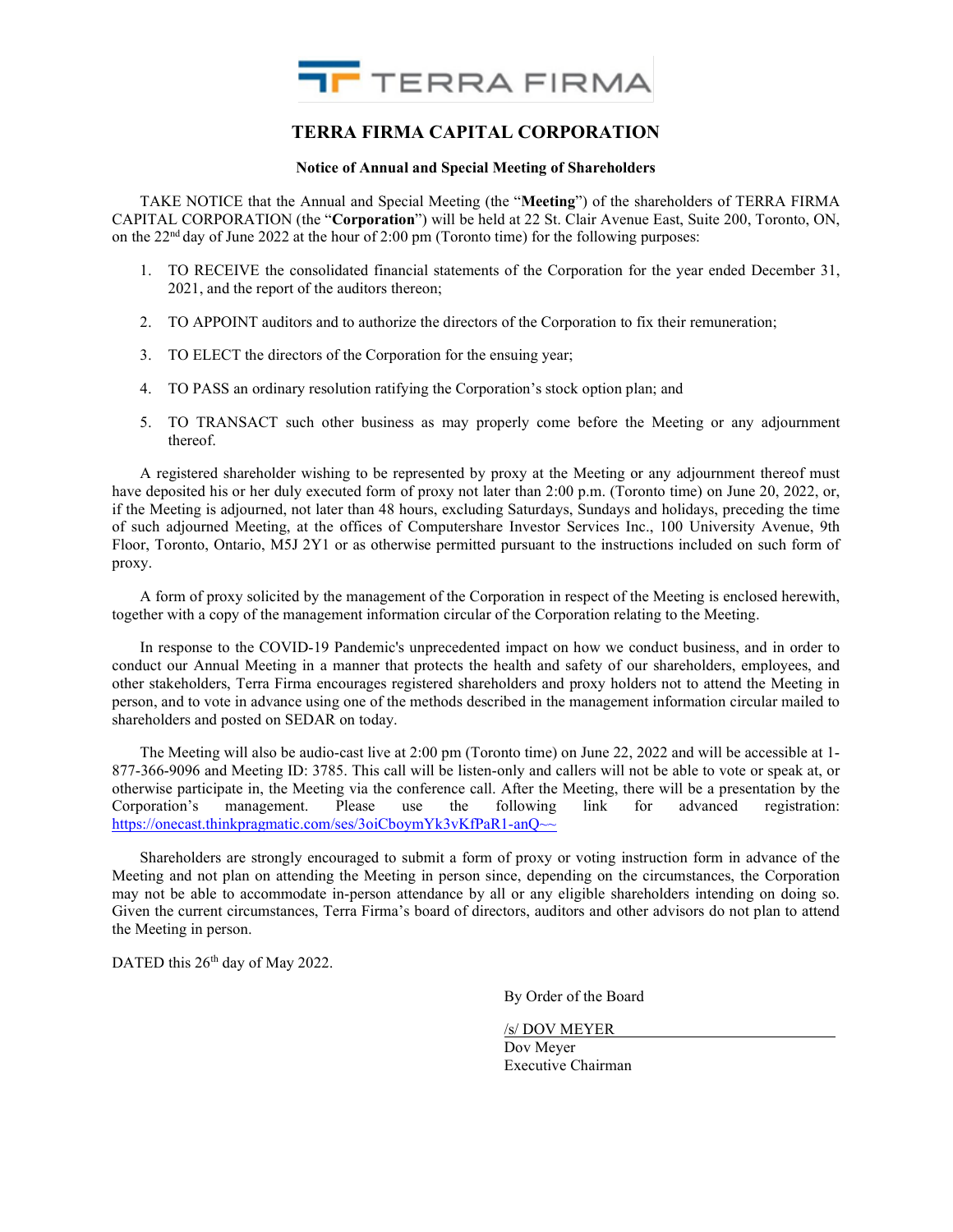# TERRA FIRMA CAPITAL CORPORATION

### Notice of Annual and Special Meeting of Shareholders

TAKE NOTICE that the Annual and Special Meeting (the "**Meeting**") of the shareholders of TERRA FIRMA CAPITAL CORPORATION (the "**Corporation**") will be held at 22 St. Clair Avenue East, Suite 200, Toronto, ON, on the 22nd day of June 2022 at the hour of 2:00 pm (Toronto time) for the following purposes:

1. TO RECEIVE the consolidated financial statements of the Corporation for the year ended December 31, 2021, and the report of the auditors thereon;
2. TO APPOINT auditors and to authorize the directors of the Corporation to fix their remuneration;
3. TO ELECT the directors of the Corporation for the ensuing year;
4. TO PASS an ordinary resolution ratifying the Corporation's stock option plan; and
5. TO TRANSACT such other business as may properly come before the Meeting or any adjournment thereof.

A registered shareholder wishing to be represented by proxy at the Meeting or any adjournment thereof must have deposited his or her duly executed form of proxy not later than 2:00 p.m. (Toronto time) on June 20, 2022, or, if the Meeting is adjourned, not later than 48 hours, excluding Saturdays, Sundays and holidays, preceding the time of such adjourned Meeting, at the offices of Computershare Investor Services Inc., 100 University Avenue, 9th Floor, Toronto, Ontario, M5J 2Y1 or as otherwise permitted pursuant to the instructions included on such form of proxy.

A form of proxy solicited by the management of the Corporation in respect of the Meeting is enclosed herewith, together with a copy of the management information circular of the Corporation relating to the Meeting.

In response to the COVID-19 Pandemic's unprecedented impact on how we conduct business, and in order to conduct our Annual Meeting in a manner that protects the health and safety of our shareholders, employees, and other stakeholders, Terra Firma encourages registered shareholders and proxy holders not to attend the Meeting in person, and to vote in advance using one of the methods described in the management information circular mailed to shareholders and posted on SEDAR on today.

The Meeting will also be audio-cast live at 2:00 pm (Toronto time) on June 22, 2022 and will be accessible at 1-877-366-9096 and Meeting ID: 3785. This call will be listen-only and callers will not be able to vote or speak at, or otherwise participate in, the Meeting via the conference call. After the Meeting, there will be a presentation by the Corporation's management. Please use the following link for advanced registration: https://onecast.thinkpragmatic.com/ses/3oiCboymYk3vKfPaR1-anQ~~

Shareholders are strongly encouraged to submit a form of proxy or voting instruction form in advance of the Meeting and not plan on attending the Meeting in person since, depending on the circumstances, the Corporation may not be able to accommodate in-person attendance by all or any eligible shareholders intending on doing so. Given the current circumstances, Terra Firma's board of directors, auditors and other advisors do not plan to attend the Meeting in person.

DATED this 26th day of May 2022.

By Order of the Board

/s/ DOV MEYER
Dov Meyer
Executive Chairman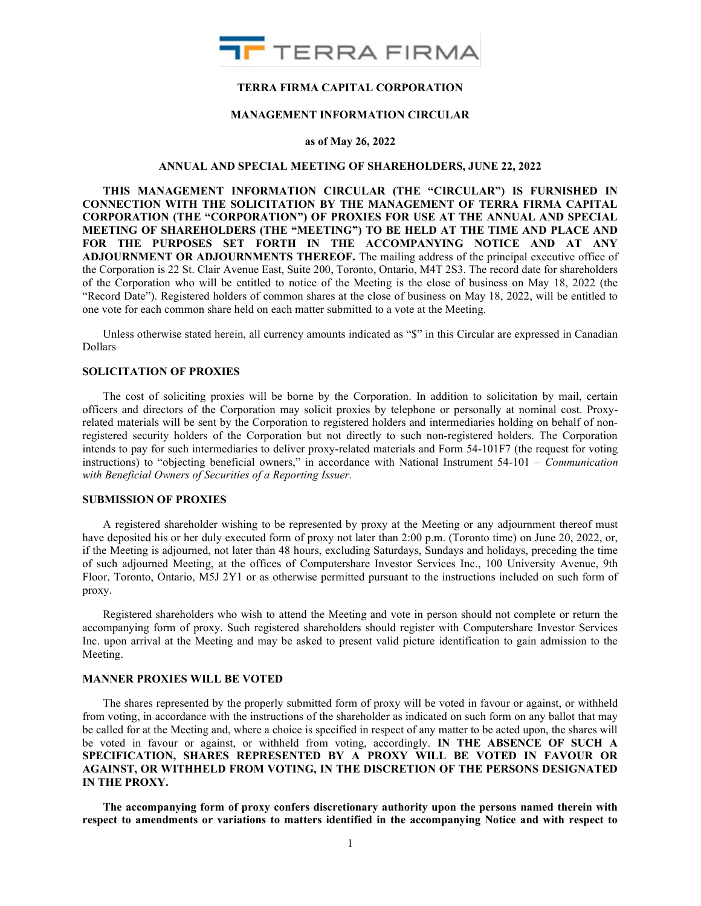**TERRA FIRMA CAPITAL CORPORATION**

**MANAGEMENT INFORMATION CIRCULAR**

**as of May 26, 2022**

**ANNUAL AND SPECIAL MEETING OF SHAREHOLDERS, JUNE 22, 2022**

**THIS MANAGEMENT INFORMATION CIRCULAR (THE "CIRCULAR") IS FURNISHED IN CONNECTION WITH THE SOLICITATION BY THE MANAGEMENT OF TERRA FIRMA CAPITAL CORPORATION (THE "CORPORATION") OF PROXIES FOR USE AT THE ANNUAL AND SPECIAL MEETING OF SHAREHOLDERS (THE "MEETING") TO BE HELD AT THE TIME AND PLACE AND FOR THE PURPOSES SET FORTH IN THE ACCOMPANYING NOTICE AND AT ANY ADJOURNMENT OR ADJOURNMENTS THEREOF.** The mailing address of the principal executive office of the Corporation is 22 St. Clair Avenue East, Suite 200, Toronto, Ontario, M4T 2S3. The record date for shareholders of the Corporation who will be entitled to notice of the Meeting is the close of business on May 18, 2022 (the "Record Date"). Registered holders of common shares at the close of business on May 18, 2022, will be entitled to one vote for each common share held on each matter submitted to a vote at the Meeting.

Unless otherwise stated herein, all currency amounts indicated as "$" in this Circular are expressed in Canadian Dollars

## SOLICITATION OF PROXIES

The cost of soliciting proxies will be borne by the Corporation. In addition to solicitation by mail, certain officers and directors of the Corporation may solicit proxies by telephone or personally at nominal cost. Proxy-related materials will be sent by the Corporation to registered holders and intermediaries holding on behalf of non-registered security holders of the Corporation but not directly to such non-registered holders. The Corporation intends to pay for such intermediaries to deliver proxy-related materials and Form 54-101F7 (the request for voting instructions) to "objecting beneficial owners," in accordance with National Instrument 54-101 – *Communication with Beneficial Owners of Securities of a Reporting Issuer.*

## SUBMISSION OF PROXIES

A registered shareholder wishing to be represented by proxy at the Meeting or any adjournment thereof must have deposited his or her duly executed form of proxy not later than 2:00 p.m. (Toronto time) on June 20, 2022, or, if the Meeting is adjourned, not later than 48 hours, excluding Saturdays, Sundays and holidays, preceding the time of such adjourned Meeting, at the offices of Computershare Investor Services Inc., 100 University Avenue, 9th Floor, Toronto, Ontario, M5J 2Y1 or as otherwise permitted pursuant to the instructions included on such form of proxy.

Registered shareholders who wish to attend the Meeting and vote in person should not complete or return the accompanying form of proxy. Such registered shareholders should register with Computershare Investor Services Inc. upon arrival at the Meeting and may be asked to present valid picture identification to gain admission to the Meeting.

## MANNER PROXIES WILL BE VOTED

The shares represented by the properly submitted form of proxy will be voted in favour or against, or withheld from voting, in accordance with the instructions of the shareholder as indicated on such form on any ballot that may be called for at the Meeting and, where a choice is specified in respect of any matter to be acted upon, the shares will be voted in favour or against, or withheld from voting, accordingly. **IN THE ABSENCE OF SUCH A SPECIFICATION, SHARES REPRESENTED BY A PROXY WILL BE VOTED IN FAVOUR OR AGAINST, OR WITHHELD FROM VOTING, IN THE DISCRETION OF THE PERSONS DESIGNATED IN THE PROXY.**

**The accompanying form of proxy confers discretionary authority upon the persons named therein with respect to amendments or variations to matters identified in the accompanying Notice and with respect to**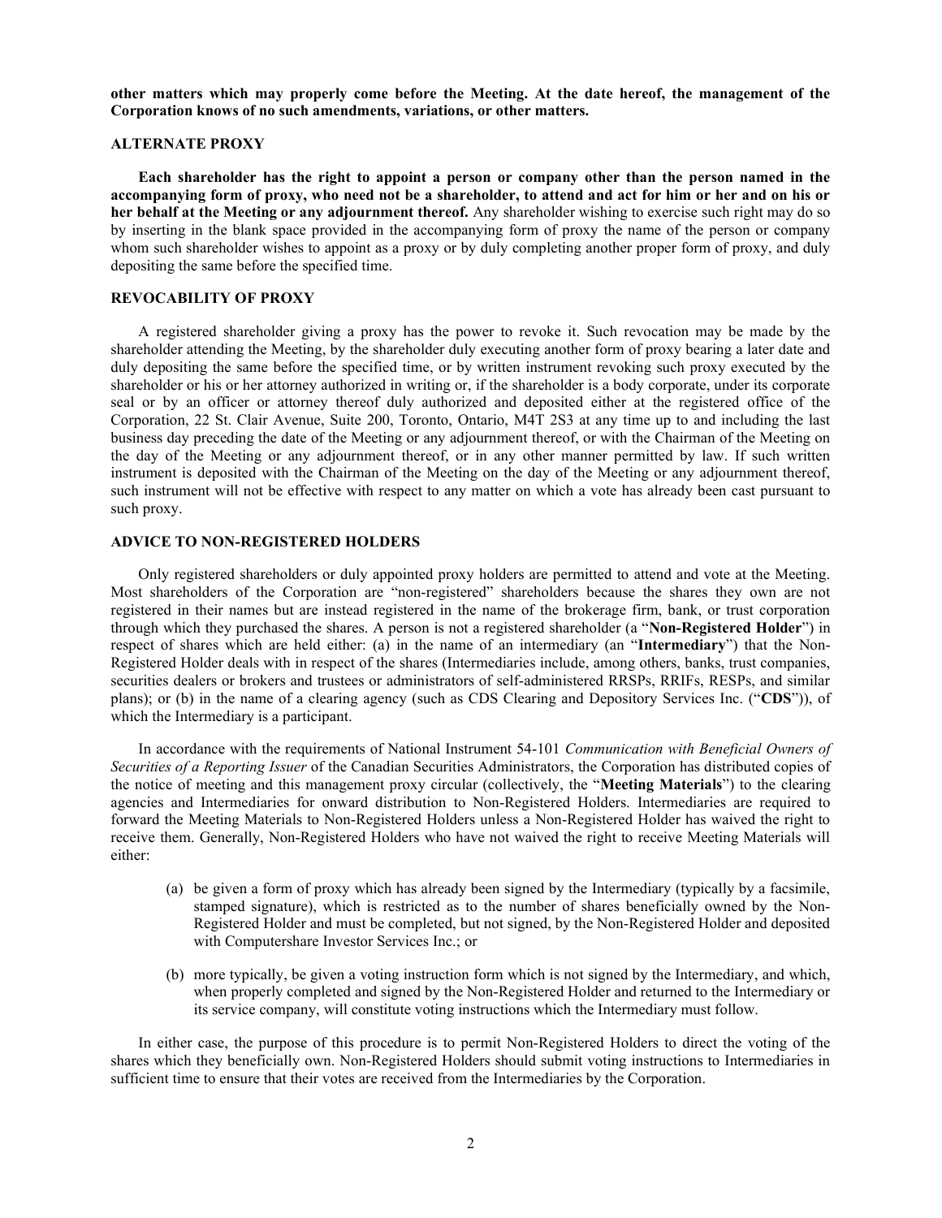**other matters which may properly come before the Meeting. At the date hereof, the management of the Corporation knows of no such amendments, variations, or other matters.**

## ALTERNATE PROXY

**Each shareholder has the right to appoint a person or company other than the person named in the accompanying form of proxy, who need not be a shareholder, to attend and act for him or her and on his or her behalf at the Meeting or any adjournment thereof.** Any shareholder wishing to exercise such right may do so by inserting in the blank space provided in the accompanying form of proxy the name of the person or company whom such shareholder wishes to appoint as a proxy or by duly completing another proper form of proxy, and duly depositing the same before the specified time.

## REVOCABILITY OF PROXY

A registered shareholder giving a proxy has the power to revoke it. Such revocation may be made by the shareholder attending the Meeting, by the shareholder duly executing another form of proxy bearing a later date and duly depositing the same before the specified time, or by written instrument revoking such proxy executed by the shareholder or his or her attorney authorized in writing or, if the shareholder is a body corporate, under its corporate seal or by an officer or attorney thereof duly authorized and deposited either at the registered office of the Corporation, 22 St. Clair Avenue, Suite 200, Toronto, Ontario, M4T 2S3 at any time up to and including the last business day preceding the date of the Meeting or any adjournment thereof, or with the Chairman of the Meeting on the day of the Meeting or any adjournment thereof, or in any other manner permitted by law. If such written instrument is deposited with the Chairman of the Meeting on the day of the Meeting or any adjournment thereof, such instrument will not be effective with respect to any matter on which a vote has already been cast pursuant to such proxy.

## ADVICE TO NON-REGISTERED HOLDERS

Only registered shareholders or duly appointed proxy holders are permitted to attend and vote at the Meeting. Most shareholders of the Corporation are "non-registered" shareholders because the shares they own are not registered in their names but are instead registered in the name of the brokerage firm, bank, or trust corporation through which they purchased the shares. A person is not a registered shareholder (a "**Non-Registered Holder**") in respect of shares which are held either: (a) in the name of an intermediary (an "**Intermediary**") that the Non-Registered Holder deals with in respect of the shares (Intermediaries include, among others, banks, trust companies, securities dealers or brokers and trustees or administrators of self-administered RRSPs, RRIFs, RESPs, and similar plans); or (b) in the name of a clearing agency (such as CDS Clearing and Depository Services Inc. ("**CDS**")), of which the Intermediary is a participant.

In accordance with the requirements of National Instrument 54-101 *Communication with Beneficial Owners of Securities of a Reporting Issuer* of the Canadian Securities Administrators, the Corporation has distributed copies of the notice of meeting and this management proxy circular (collectively, the "**Meeting Materials**") to the clearing agencies and Intermediaries for onward distribution to Non-Registered Holders. Intermediaries are required to forward the Meeting Materials to Non-Registered Holders unless a Non-Registered Holder has waived the right to receive them. Generally, Non-Registered Holders who have not waived the right to receive Meeting Materials will either:

(a) be given a form of proxy which has already been signed by the Intermediary (typically by a facsimile, stamped signature), which is restricted as to the number of shares beneficially owned by the Non-Registered Holder and must be completed, but not signed, by the Non-Registered Holder and deposited with Computershare Investor Services Inc.; or

(b) more typically, be given a voting instruction form which is not signed by the Intermediary, and which, when properly completed and signed by the Non-Registered Holder and returned to the Intermediary or its service company, will constitute voting instructions which the Intermediary must follow.

In either case, the purpose of this procedure is to permit Non-Registered Holders to direct the voting of the shares which they beneficially own. Non-Registered Holders should submit voting instructions to Intermediaries in sufficient time to ensure that their votes are received from the Intermediaries by the Corporation.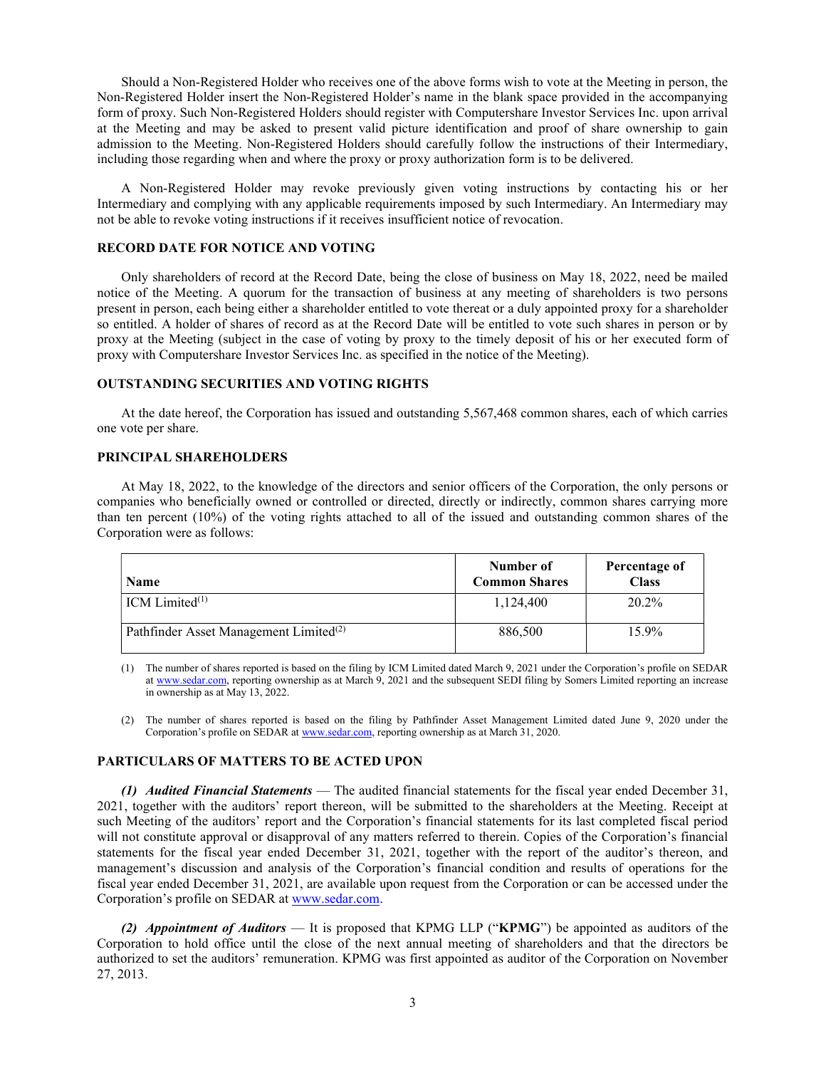Should a Non-Registered Holder who receives one of the above forms wish to vote at the Meeting in person, the Non-Registered Holder insert the Non-Registered Holder's name in the blank space provided in the accompanying form of proxy. Such Non-Registered Holders should register with Computershare Investor Services Inc. upon arrival at the Meeting and may be asked to present valid picture identification and proof of share ownership to gain admission to the Meeting. Non-Registered Holders should carefully follow the instructions of their Intermediary, including those regarding when and where the proxy or proxy authorization form is to be delivered.

A Non-Registered Holder may revoke previously given voting instructions by contacting his or her Intermediary and complying with any applicable requirements imposed by such Intermediary. An Intermediary may not be able to revoke voting instructions if it receives insufficient notice of revocation.

## RECORD DATE FOR NOTICE AND VOTING

Only shareholders of record at the Record Date, being the close of business on May 18, 2022, need be mailed notice of the Meeting. A quorum for the transaction of business at any meeting of shareholders is two persons present in person, each being either a shareholder entitled to vote thereat or a duly appointed proxy for a shareholder so entitled. A holder of shares of record as at the Record Date will be entitled to vote such shares in person or by proxy at the Meeting (subject in the case of voting by proxy to the timely deposit of his or her executed form of proxy with Computershare Investor Services Inc. as specified in the notice of the Meeting).

## OUTSTANDING SECURITIES AND VOTING RIGHTS

At the date hereof, the Corporation has issued and outstanding 5,567,468 common shares, each of which carries one vote per share.

## PRINCIPAL SHAREHOLDERS

At May 18, 2022, to the knowledge of the directors and senior officers of the Corporation, the only persons or companies who beneficially owned or controlled or directed, directly or indirectly, common shares carrying more than ten percent (10%) of the voting rights attached to all of the issued and outstanding common shares of the Corporation were as follows:

| Name | Number of Common Shares | Percentage of Class |
|---|---|---|
| ICM Limited[(1)] | 1,124,400 | 20.2% |
| Pathfinder Asset Management Limited[(2)] | 886,500 | 15.9% |

(1) The number of shares reported is based on the filing by ICM Limited dated March 9, 2021 under the Corporation's profile on SEDAR at www.sedar.com, reporting ownership as at March 9, 2021 and the subsequent SEDI filing by Somers Limited reporting an increase in ownership as at May 13, 2022.

(2) The number of shares reported is based on the filing by Pathfinder Asset Management Limited dated June 9, 2020 under the Corporation's profile on SEDAR at www.sedar.com, reporting ownership as at March 31, 2020.

## PARTICULARS OF MATTERS TO BE ACTED UPON

***(1) Audited Financial Statements*** — The audited financial statements for the fiscal year ended December 31, 2021, together with the auditors' report thereon, will be submitted to the shareholders at the Meeting. Receipt at such Meeting of the auditors' report and the Corporation's financial statements for its last completed fiscal period will not constitute approval or disapproval of any matters referred to therein. Copies of the Corporation's financial statements for the fiscal year ended December 31, 2021, together with the report of the auditor's thereon, and management's discussion and analysis of the Corporation's financial condition and results of operations for the fiscal year ended December 31, 2021, are available upon request from the Corporation or can be accessed under the Corporation's profile on SEDAR at www.sedar.com.

***(2) Appointment of Auditors*** — It is proposed that KPMG LLP ("**KPMG**") be appointed as auditors of the Corporation to hold office until the close of the next annual meeting of shareholders and that the directors be authorized to set the auditors' remuneration. KPMG was first appointed as auditor of the Corporation on November 27, 2013.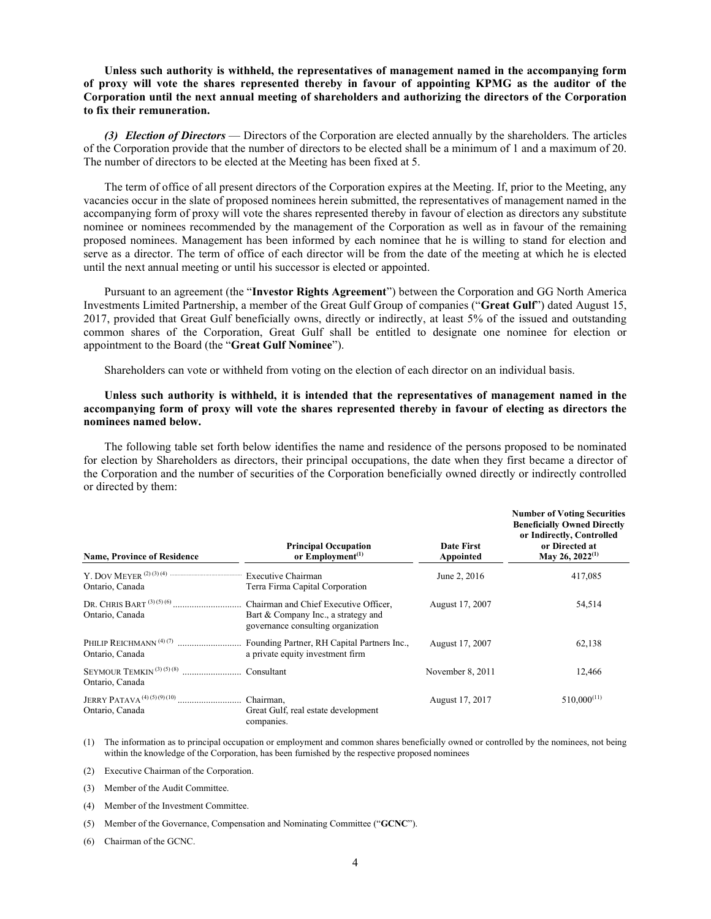**Unless such authority is withheld, the representatives of management named in the accompanying form of proxy will vote the shares represented thereby in favour of appointing KPMG as the auditor of the Corporation until the next annual meeting of shareholders and authorizing the directors of the Corporation to fix their remuneration.**

***(3) Election of Directors*** — Directors of the Corporation are elected annually by the shareholders. The articles of the Corporation provide that the number of directors to be elected shall be a minimum of 1 and a maximum of 20. The number of directors to be elected at the Meeting has been fixed at 5.

The term of office of all present directors of the Corporation expires at the Meeting. If, prior to the Meeting, any vacancies occur in the slate of proposed nominees herein submitted, the representatives of management named in the accompanying form of proxy will vote the shares represented thereby in favour of election as directors any substitute nominee or nominees recommended by the management of the Corporation as well as in favour of the remaining proposed nominees. Management has been informed by each nominee that he is willing to stand for election and serve as a director. The term of office of each director will be from the date of the meeting at which he is elected until the next annual meeting or until his successor is elected or appointed.

Pursuant to an agreement (the "**Investor Rights Agreement**") between the Corporation and GG North America Investments Limited Partnership, a member of the Great Gulf Group of companies ("**Great Gulf**") dated August 15, 2017, provided that Great Gulf beneficially owns, directly or indirectly, at least 5% of the issued and outstanding common shares of the Corporation, Great Gulf shall be entitled to designate one nominee for election or appointment to the Board (the "**Great Gulf Nominee**").

Shareholders can vote or withheld from voting on the election of each director on an individual basis.

**Unless such authority is withheld, it is intended that the representatives of management named in the accompanying form of proxy will vote the shares represented thereby in favour of electing as directors the nominees named below.**

The following table set forth below identifies the name and residence of the persons proposed to be nominated for election by Shareholders as directors, their principal occupations, the date when they first became a director of the Corporation and the number of securities of the Corporation beneficially owned directly or indirectly controlled or directed by them:

| Name, Province of Residence | Principal Occupation or Employment[1] | Date First Appointed | Number of Voting Securities Beneficially Owned Directly or Indirectly, Controlled or Directed at May 26, 2022[1] |
|---|---|---|---|
| Y. DOV MEYER [2][3][4]<br>Ontario, Canada | Executive Chairman<br>Terra Firma Capital Corporation | June 2, 2016 | 417,085 |
| DR. CHRIS BART [3][5][6]<br>Ontario, Canada | Chairman and Chief Executive Officer, Bart & Company Inc., a strategy and governance consulting organization | August 17, 2007 | 54,514 |
| PHILIP REICHMANN [4][7]<br>Ontario, Canada | Founding Partner, RH Capital Partners Inc., a private equity investment firm | August 17, 2007 | 62,138 |
| SEYMOUR TEMKIN [3][5][8]<br>Ontario, Canada | Consultant | November 8, 2011 | 12,466 |
| JERRY PATAVA [4][5][9][10]<br>Ontario, Canada | Chairman,<br>Great Gulf, real estate development companies. | August 17, 2017 | 510,000[11] |

(1) The information as to principal occupation or employment and common shares beneficially owned or controlled by the nominees, not being within the knowledge of the Corporation, has been furnished by the respective proposed nominees

(2) Executive Chairman of the Corporation.

(3) Member of the Audit Committee.

(4) Member of the Investment Committee.

(5) Member of the Governance, Compensation and Nominating Committee ("**GCNC**").

(6) Chairman of the GCNC.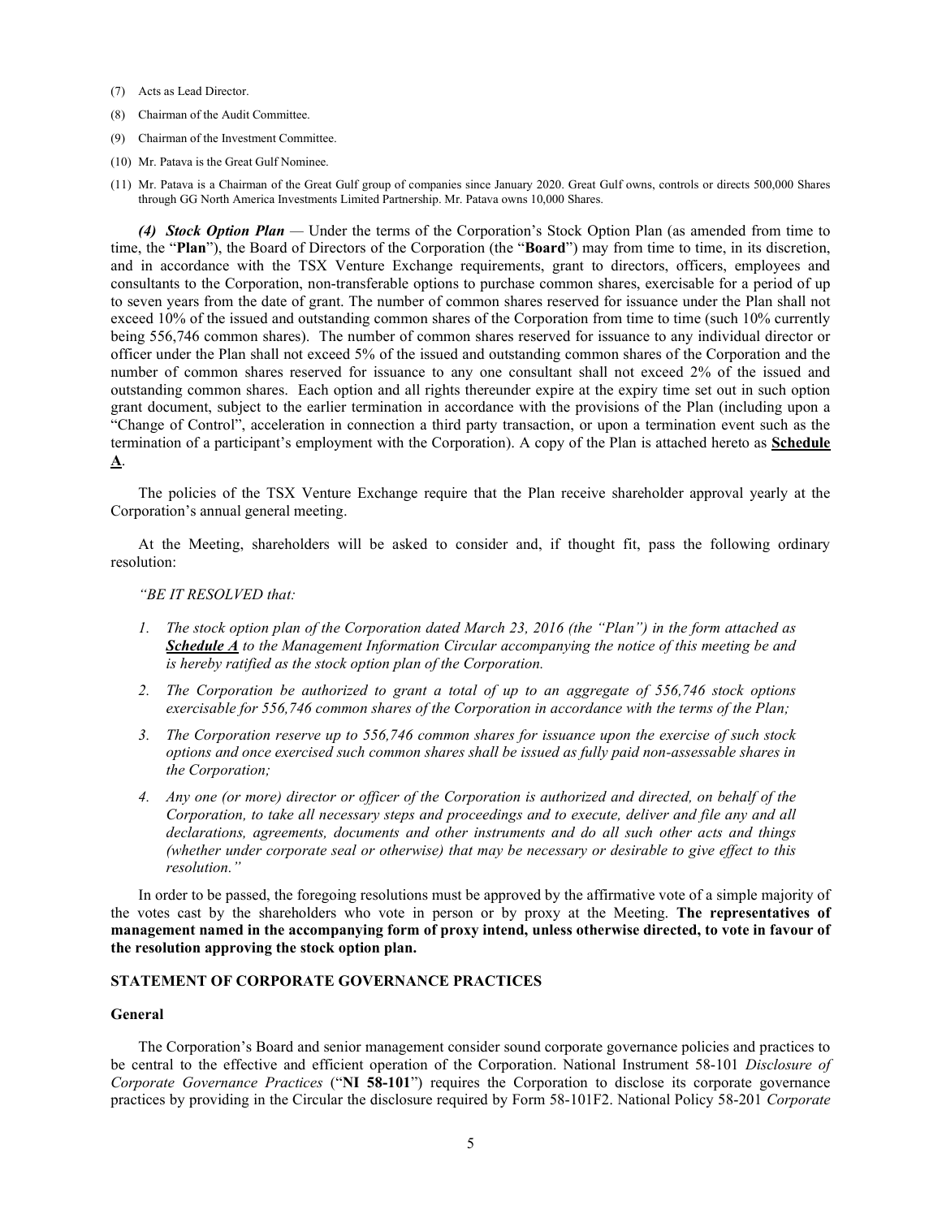(7) Acts as Lead Director.

(8) Chairman of the Audit Committee.

(9) Chairman of the Investment Committee.

(10) Mr. Patava is the Great Gulf Nominee.

(11) Mr. Patava is a Chairman of the Great Gulf group of companies since January 2020. Great Gulf owns, controls or directs 500,000 Shares through GG North America Investments Limited Partnership. Mr. Patava owns 10,000 Shares.

***(4) Stock Option Plan*** — Under the terms of the Corporation's Stock Option Plan (as amended from time to time, the "**Plan**"), the Board of Directors of the Corporation (the "**Board**") may from time to time, in its discretion, and in accordance with the TSX Venture Exchange requirements, grant to directors, officers, employees and consultants to the Corporation, non-transferable options to purchase common shares, exercisable for a period of up to seven years from the date of grant. The number of common shares reserved for issuance under the Plan shall not exceed 10% of the issued and outstanding common shares of the Corporation from time to time (such 10% currently being 556,746 common shares). The number of common shares reserved for issuance to any individual director or officer under the Plan shall not exceed 5% of the issued and outstanding common shares of the Corporation and the number of common shares reserved for issuance to any one consultant shall not exceed 2% of the issued and outstanding common shares. Each option and all rights thereunder expire at the expiry time set out in such option grant document, subject to the earlier termination in accordance with the provisions of the Plan (including upon a "Change of Control", acceleration in connection a third party transaction, or upon a termination event such as the termination of a participant's employment with the Corporation). A copy of the Plan is attached hereto as **Schedule A**.

The policies of the TSX Venture Exchange require that the Plan receive shareholder approval yearly at the Corporation's annual general meeting.

At the Meeting, shareholders will be asked to consider and, if thought fit, pass the following ordinary resolution:

*"BE IT RESOLVED that:*

1. *The stock option plan of the Corporation dated March 23, 2016 (the "Plan") in the form attached as **Schedule A** to the Management Information Circular accompanying the notice of this meeting be and is hereby ratified as the stock option plan of the Corporation.*
2. *The Corporation be authorized to grant a total of up to an aggregate of 556,746 stock options exercisable for 556,746 common shares of the Corporation in accordance with the terms of the Plan;*
3. *The Corporation reserve up to 556,746 common shares for issuance upon the exercise of such stock options and once exercised such common shares shall be issued as fully paid non-assessable shares in the Corporation;*
4. *Any one (or more) director or officer of the Corporation is authorized and directed, on behalf of the Corporation, to take all necessary steps and proceedings and to execute, deliver and file any and all declarations, agreements, documents and other instruments and do all such other acts and things (whether under corporate seal or otherwise) that may be necessary or desirable to give effect to this resolution."*

In order to be passed, the foregoing resolutions must be approved by the affirmative vote of a simple majority of the votes cast by the shareholders who vote in person or by proxy at the Meeting. **The representatives of management named in the accompanying form of proxy intend, unless otherwise directed, to vote in favour of the resolution approving the stock option plan.**

## STATEMENT OF CORPORATE GOVERNANCE PRACTICES

### General

The Corporation's Board and senior management consider sound corporate governance policies and practices to be central to the effective and efficient operation of the Corporation. National Instrument 58-101 *Disclosure of Corporate Governance Practices* ("**NI 58-101**") requires the Corporation to disclose its corporate governance practices by providing in the Circular the disclosure required by Form 58-101F2. National Policy 58-201 *Corporate*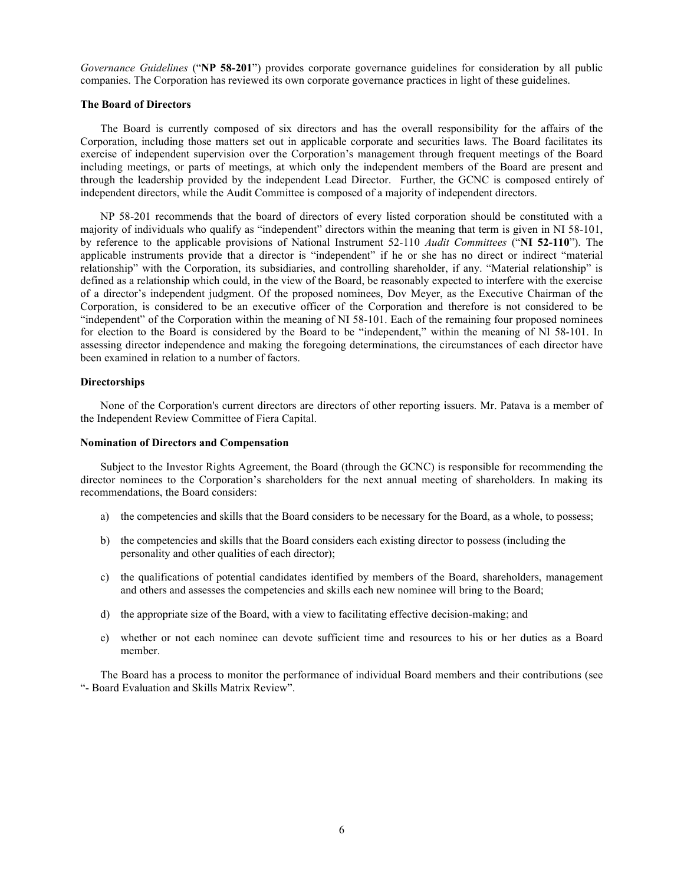*Governance Guidelines* ("**NP 58-201**") provides corporate governance guidelines for consideration by all public companies. The Corporation has reviewed its own corporate governance practices in light of these guidelines.

**The Board of Directors**

The Board is currently composed of six directors and has the overall responsibility for the affairs of the Corporation, including those matters set out in applicable corporate and securities laws. The Board facilitates its exercise of independent supervision over the Corporation's management through frequent meetings of the Board including meetings, or parts of meetings, at which only the independent members of the Board are present and through the leadership provided by the independent Lead Director. Further, the GCNC is composed entirely of independent directors, while the Audit Committee is composed of a majority of independent directors.

NP 58-201 recommends that the board of directors of every listed corporation should be constituted with a majority of individuals who qualify as "independent" directors within the meaning that term is given in NI 58-101, by reference to the applicable provisions of National Instrument 52-110 *Audit Committees* ("**NI 52-110**"). The applicable instruments provide that a director is "independent" if he or she has no direct or indirect "material relationship" with the Corporation, its subsidiaries, and controlling shareholder, if any. "Material relationship" is defined as a relationship which could, in the view of the Board, be reasonably expected to interfere with the exercise of a director's independent judgment. Of the proposed nominees, Dov Meyer, as the Executive Chairman of the Corporation, is considered to be an executive officer of the Corporation and therefore is not considered to be "independent" of the Corporation within the meaning of NI 58-101. Each of the remaining four proposed nominees for election to the Board is considered by the Board to be "independent," within the meaning of NI 58-101. In assessing director independence and making the foregoing determinations, the circumstances of each director have been examined in relation to a number of factors.

**Directorships**

None of the Corporation's current directors are directors of other reporting issuers. Mr. Patava is a member of the Independent Review Committee of Fiera Capital.

**Nomination of Directors and Compensation**

Subject to the Investor Rights Agreement, the Board (through the GCNC) is responsible for recommending the director nominees to the Corporation's shareholders for the next annual meeting of shareholders. In making its recommendations, the Board considers:

a) the competencies and skills that the Board considers to be necessary for the Board, as a whole, to possess;

b) the competencies and skills that the Board considers each existing director to possess (including the personality and other qualities of each director);

c) the qualifications of potential candidates identified by members of the Board, shareholders, management and others and assesses the competencies and skills each new nominee will bring to the Board;

d) the appropriate size of the Board, with a view to facilitating effective decision-making; and

e) whether or not each nominee can devote sufficient time and resources to his or her duties as a Board member.

The Board has a process to monitor the performance of individual Board members and their contributions (see "- Board Evaluation and Skills Matrix Review".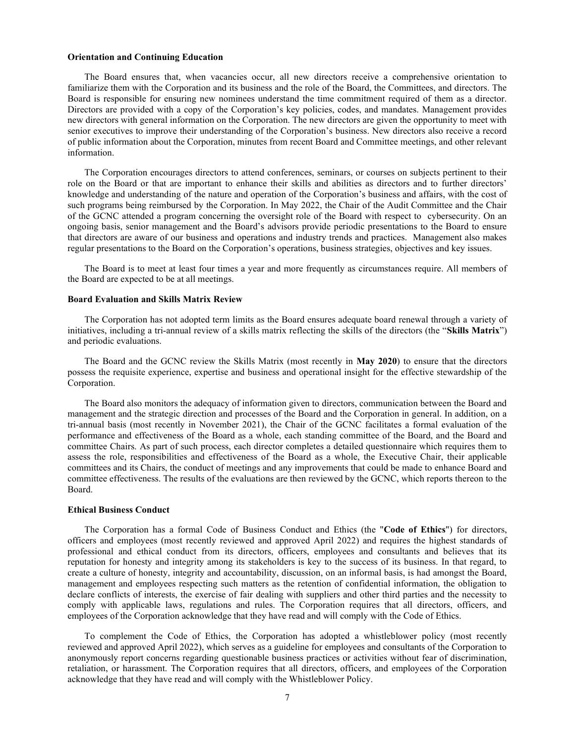**Orientation and Continuing Education**

The Board ensures that, when vacancies occur, all new directors receive a comprehensive orientation to familiarize them with the Corporation and its business and the role of the Board, the Committees, and directors. The Board is responsible for ensuring new nominees understand the time commitment required of them as a director. Directors are provided with a copy of the Corporation's key policies, codes, and mandates. Management provides new directors with general information on the Corporation. The new directors are given the opportunity to meet with senior executives to improve their understanding of the Corporation's business. New directors also receive a record of public information about the Corporation, minutes from recent Board and Committee meetings, and other relevant information.

The Corporation encourages directors to attend conferences, seminars, or courses on subjects pertinent to their role on the Board or that are important to enhance their skills and abilities as directors and to further directors' knowledge and understanding of the nature and operation of the Corporation's business and affairs, with the cost of such programs being reimbursed by the Corporation. In May 2022, the Chair of the Audit Committee and the Chair of the GCNC attended a program concerning the oversight role of the Board with respect to cybersecurity. On an ongoing basis, senior management and the Board's advisors provide periodic presentations to the Board to ensure that directors are aware of our business and operations and industry trends and practices. Management also makes regular presentations to the Board on the Corporation's operations, business strategies, objectives and key issues.

The Board is to meet at least four times a year and more frequently as circumstances require. All members of the Board are expected to be at all meetings.

**Board Evaluation and Skills Matrix Review**

The Corporation has not adopted term limits as the Board ensures adequate board renewal through a variety of initiatives, including a tri-annual review of a skills matrix reflecting the skills of the directors (the "**Skills Matrix**") and periodic evaluations.

The Board and the GCNC review the Skills Matrix (most recently in **May 2020**) to ensure that the directors possess the requisite experience, expertise and business and operational insight for the effective stewardship of the Corporation.

The Board also monitors the adequacy of information given to directors, communication between the Board and management and the strategic direction and processes of the Board and the Corporation in general. In addition, on a tri-annual basis (most recently in November 2021), the Chair of the GCNC facilitates a formal evaluation of the performance and effectiveness of the Board as a whole, each standing committee of the Board, and the Board and committee Chairs. As part of such process, each director completes a detailed questionnaire which requires them to assess the role, responsibilities and effectiveness of the Board as a whole, the Executive Chair, their applicable committees and its Chairs, the conduct of meetings and any improvements that could be made to enhance Board and committee effectiveness. The results of the evaluations are then reviewed by the GCNC, which reports thereon to the Board.

**Ethical Business Conduct**

The Corporation has a formal Code of Business Conduct and Ethics (the "**Code of Ethics**") for directors, officers and employees (most recently reviewed and approved April 2022) and requires the highest standards of professional and ethical conduct from its directors, officers, employees and consultants and believes that its reputation for honesty and integrity among its stakeholders is key to the success of its business. In that regard, to create a culture of honesty, integrity and accountability, discussion, on an informal basis, is had amongst the Board, management and employees respecting such matters as the retention of confidential information, the obligation to declare conflicts of interests, the exercise of fair dealing with suppliers and other third parties and the necessity to comply with applicable laws, regulations and rules. The Corporation requires that all directors, officers, and employees of the Corporation acknowledge that they have read and will comply with the Code of Ethics.

To complement the Code of Ethics, the Corporation has adopted a whistleblower policy (most recently reviewed and approved April 2022), which serves as a guideline for employees and consultants of the Corporation to anonymously report concerns regarding questionable business practices or activities without fear of discrimination, retaliation, or harassment. The Corporation requires that all directors, officers, and employees of the Corporation acknowledge that they have read and will comply with the Whistleblower Policy.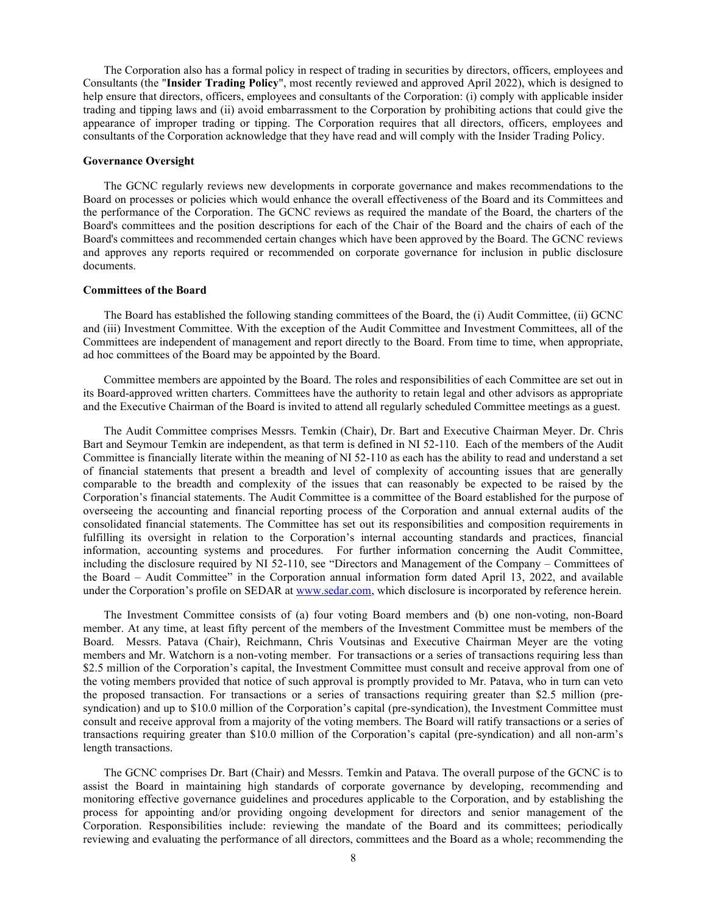The Corporation also has a formal policy in respect of trading in securities by directors, officers, employees and Consultants (the "**Insider Trading Policy**", most recently reviewed and approved April 2022), which is designed to help ensure that directors, officers, employees and consultants of the Corporation: (i) comply with applicable insider trading and tipping laws and (ii) avoid embarrassment to the Corporation by prohibiting actions that could give the appearance of improper trading or tipping. The Corporation requires that all directors, officers, employees and consultants of the Corporation acknowledge that they have read and will comply with the Insider Trading Policy.

**Governance Oversight**

The GCNC regularly reviews new developments in corporate governance and makes recommendations to the Board on processes or policies which would enhance the overall effectiveness of the Board and its Committees and the performance of the Corporation. The GCNC reviews as required the mandate of the Board, the charters of the Board's committees and the position descriptions for each of the Chair of the Board and the chairs of each of the Board's committees and recommended certain changes which have been approved by the Board. The GCNC reviews and approves any reports required or recommended on corporate governance for inclusion in public disclosure documents.

**Committees of the Board**

The Board has established the following standing committees of the Board, the (i) Audit Committee, (ii) GCNC and (iii) Investment Committee. With the exception of the Audit Committee and Investment Committees, all of the Committees are independent of management and report directly to the Board. From time to time, when appropriate, ad hoc committees of the Board may be appointed by the Board.

Committee members are appointed by the Board. The roles and responsibilities of each Committee are set out in its Board-approved written charters. Committees have the authority to retain legal and other advisors as appropriate and the Executive Chairman of the Board is invited to attend all regularly scheduled Committee meetings as a guest.

The Audit Committee comprises Messrs. Temkin (Chair), Dr. Bart and Executive Chairman Meyer. Dr. Chris Bart and Seymour Temkin are independent, as that term is defined in NI 52-110. Each of the members of the Audit Committee is financially literate within the meaning of NI 52-110 as each has the ability to read and understand a set of financial statements that present a breadth and level of complexity of accounting issues that are generally comparable to the breadth and complexity of the issues that can reasonably be expected to be raised by the Corporation's financial statements. The Audit Committee is a committee of the Board established for the purpose of overseeing the accounting and financial reporting process of the Corporation and annual external audits of the consolidated financial statements. The Committee has set out its responsibilities and composition requirements in fulfilling its oversight in relation to the Corporation's internal accounting standards and practices, financial information, accounting systems and procedures. For further information concerning the Audit Committee, including the disclosure required by NI 52-110, see "Directors and Management of the Company – Committees of the Board – Audit Committee" in the Corporation annual information form dated April 13, 2022, and available under the Corporation's profile on SEDAR at www.sedar.com, which disclosure is incorporated by reference herein.

The Investment Committee consists of (a) four voting Board members and (b) one non-voting, non-Board member. At any time, at least fifty percent of the members of the Investment Committee must be members of the Board. Messrs. Patava (Chair), Reichmann, Chris Voutsinas and Executive Chairman Meyer are the voting members and Mr. Watchorn is a non-voting member. For transactions or a series of transactions requiring less than $2.5 million of the Corporation's capital, the Investment Committee must consult and receive approval from one of the voting members provided that notice of such approval is promptly provided to Mr. Patava, who in turn can veto the proposed transaction. For transactions or a series of transactions requiring greater than $2.5 million (pre-syndication) and up to $10.0 million of the Corporation's capital (pre-syndication), the Investment Committee must consult and receive approval from a majority of the voting members. The Board will ratify transactions or a series of transactions requiring greater than $10.0 million of the Corporation's capital (pre-syndication) and all non-arm's length transactions.

The GCNC comprises Dr. Bart (Chair) and Messrs. Temkin and Patava. The overall purpose of the GCNC is to assist the Board in maintaining high standards of corporate governance by developing, recommending and monitoring effective governance guidelines and procedures applicable to the Corporation, and by establishing the process for appointing and/or providing ongoing development for directors and senior management of the Corporation. Responsibilities include: reviewing the mandate of the Board and its committees; periodically reviewing and evaluating the performance of all directors, committees and the Board as a whole; recommending the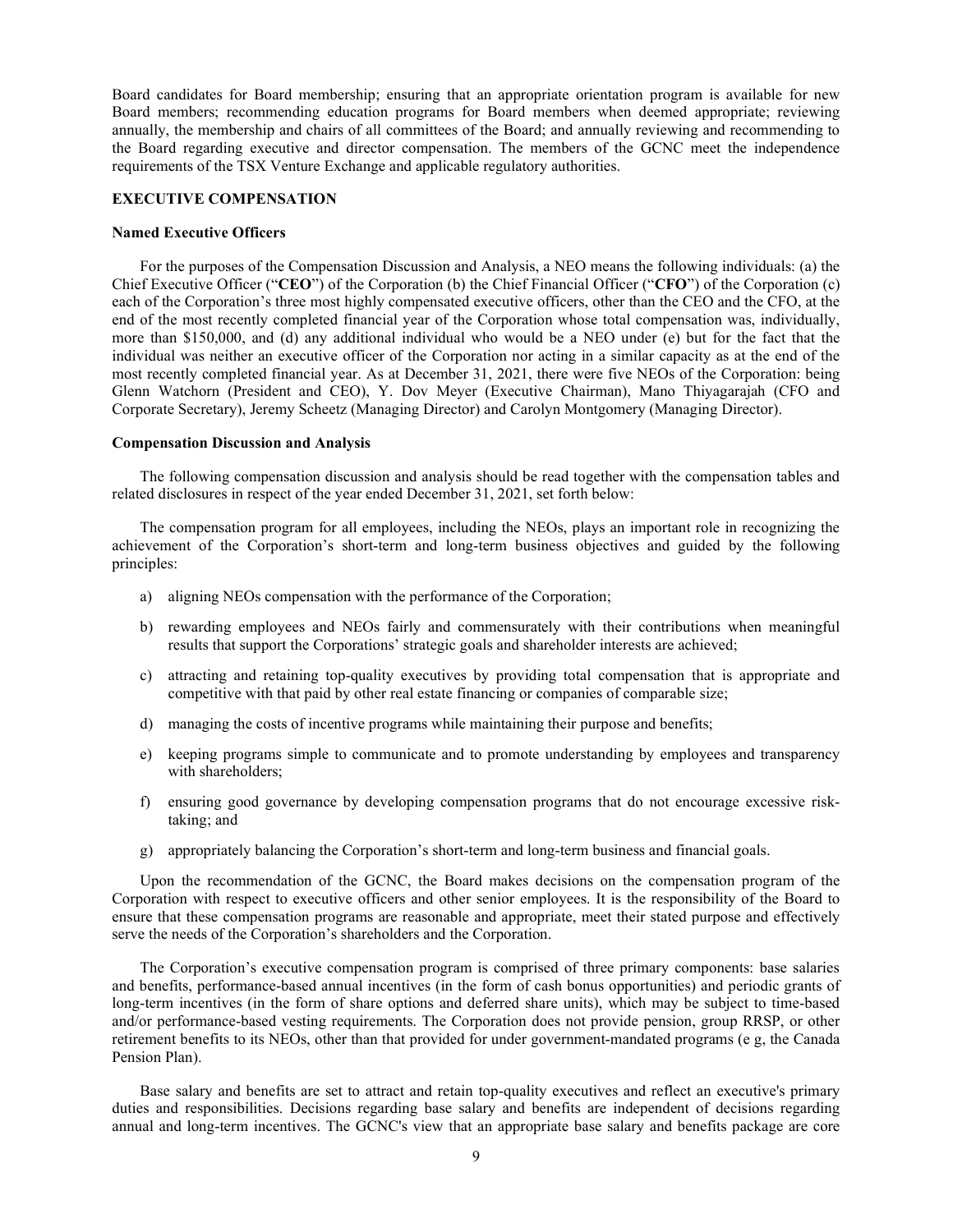Board candidates for Board membership; ensuring that an appropriate orientation program is available for new Board members; recommending education programs for Board members when deemed appropriate; reviewing annually, the membership and chairs of all committees of the Board; and annually reviewing and recommending to the Board regarding executive and director compensation. The members of the GCNC meet the independence requirements of the TSX Venture Exchange and applicable regulatory authorities.

## EXECUTIVE COMPENSATION

### Named Executive Officers

For the purposes of the Compensation Discussion and Analysis, a NEO means the following individuals: (a) the Chief Executive Officer ("**CEO**") of the Corporation (b) the Chief Financial Officer ("**CFO**") of the Corporation (c) each of the Corporation's three most highly compensated executive officers, other than the CEO and the CFO, at the end of the most recently completed financial year of the Corporation whose total compensation was, individually, more than $150,000, and (d) any additional individual who would be a NEO under (e) but for the fact that the individual was neither an executive officer of the Corporation nor acting in a similar capacity as at the end of the most recently completed financial year. As at December 31, 2021, there were five NEOs of the Corporation: being Glenn Watchorn (President and CEO), Y. Dov Meyer (Executive Chairman), Mano Thiyagarajah (CFO and Corporate Secretary), Jeremy Scheetz (Managing Director) and Carolyn Montgomery (Managing Director).

### Compensation Discussion and Analysis

The following compensation discussion and analysis should be read together with the compensation tables and related disclosures in respect of the year ended December 31, 2021, set forth below:

The compensation program for all employees, including the NEOs, plays an important role in recognizing the achievement of the Corporation's short-term and long-term business objectives and guided by the following principles:

a) aligning NEOs compensation with the performance of the Corporation;

b) rewarding employees and NEOs fairly and commensurately with their contributions when meaningful results that support the Corporations' strategic goals and shareholder interests are achieved;

c) attracting and retaining top-quality executives by providing total compensation that is appropriate and competitive with that paid by other real estate financing or companies of comparable size;

d) managing the costs of incentive programs while maintaining their purpose and benefits;

e) keeping programs simple to communicate and to promote understanding by employees and transparency with shareholders;

f) ensuring good governance by developing compensation programs that do not encourage excessive risk-taking; and

g) appropriately balancing the Corporation's short-term and long-term business and financial goals.

Upon the recommendation of the GCNC, the Board makes decisions on the compensation program of the Corporation with respect to executive officers and other senior employees. It is the responsibility of the Board to ensure that these compensation programs are reasonable and appropriate, meet their stated purpose and effectively serve the needs of the Corporation's shareholders and the Corporation.

The Corporation's executive compensation program is comprised of three primary components: base salaries and benefits, performance-based annual incentives (in the form of cash bonus opportunities) and periodic grants of long-term incentives (in the form of share options and deferred share units), which may be subject to time-based and/or performance-based vesting requirements. The Corporation does not provide pension, group RRSP, or other retirement benefits to its NEOs, other than that provided for under government-mandated programs (e g, the Canada Pension Plan).

Base salary and benefits are set to attract and retain top-quality executives and reflect an executive's primary duties and responsibilities. Decisions regarding base salary and benefits are independent of decisions regarding annual and long-term incentives. The GCNC's view that an appropriate base salary and benefits package are core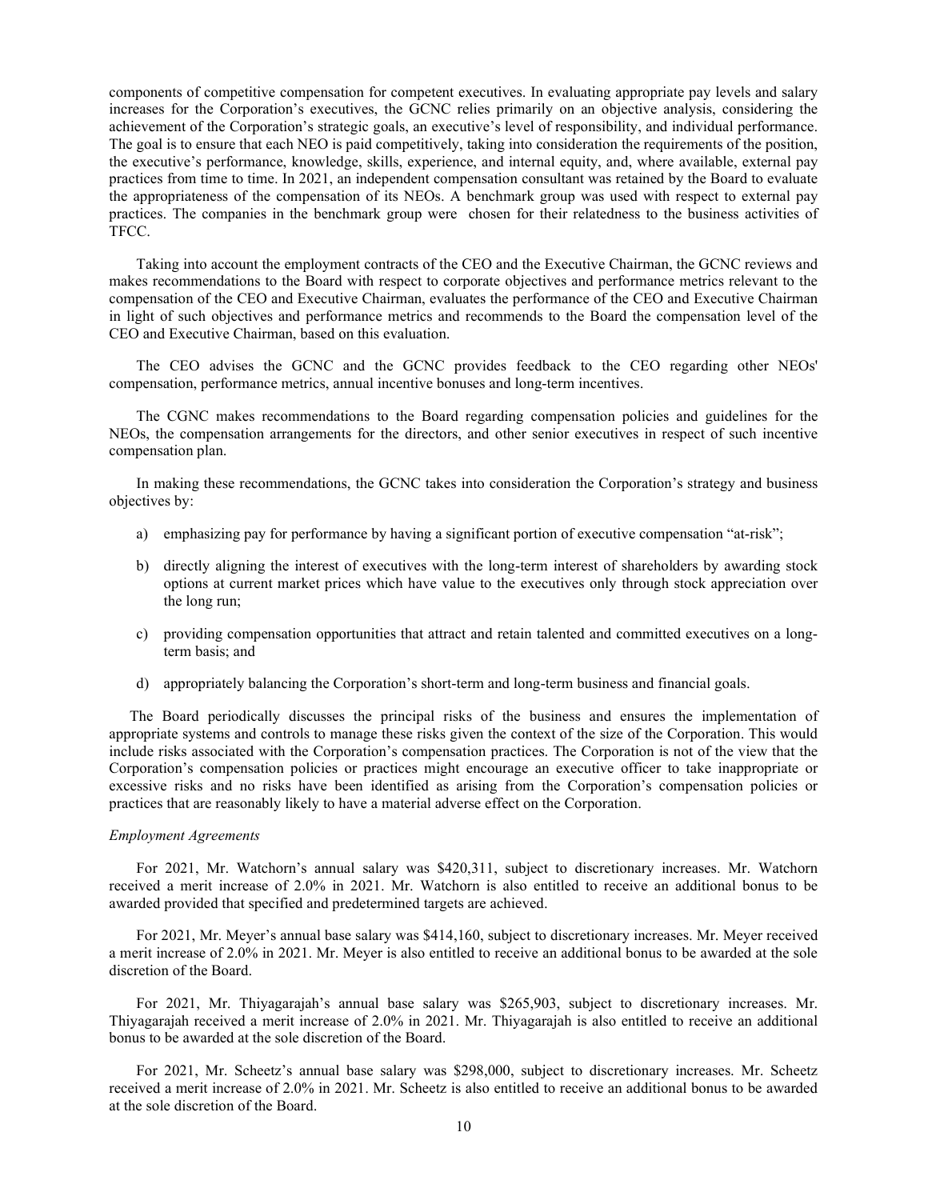components of competitive compensation for competent executives. In evaluating appropriate pay levels and salary increases for the Corporation's executives, the GCNC relies primarily on an objective analysis, considering the achievement of the Corporation's strategic goals, an executive's level of responsibility, and individual performance. The goal is to ensure that each NEO is paid competitively, taking into consideration the requirements of the position, the executive's performance, knowledge, skills, experience, and internal equity, and, where available, external pay practices from time to time. In 2021, an independent compensation consultant was retained by the Board to evaluate the appropriateness of the compensation of its NEOs. A benchmark group was used with respect to external pay practices. The companies in the benchmark group were chosen for their relatedness to the business activities of TFCC.

Taking into account the employment contracts of the CEO and the Executive Chairman, the GCNC reviews and makes recommendations to the Board with respect to corporate objectives and performance metrics relevant to the compensation of the CEO and Executive Chairman, evaluates the performance of the CEO and Executive Chairman in light of such objectives and performance metrics and recommends to the Board the compensation level of the CEO and Executive Chairman, based on this evaluation.

The CEO advises the GCNC and the GCNC provides feedback to the CEO regarding other NEOs' compensation, performance metrics, annual incentive bonuses and long-term incentives.

The CGNC makes recommendations to the Board regarding compensation policies and guidelines for the NEOs, the compensation arrangements for the directors, and other senior executives in respect of such incentive compensation plan.

In making these recommendations, the GCNC takes into consideration the Corporation's strategy and business objectives by:

a) emphasizing pay for performance by having a significant portion of executive compensation "at-risk";

b) directly aligning the interest of executives with the long-term interest of shareholders by awarding stock options at current market prices which have value to the executives only through stock appreciation over the long run;

c) providing compensation opportunities that attract and retain talented and committed executives on a long-term basis; and

d) appropriately balancing the Corporation's short-term and long-term business and financial goals.

The Board periodically discusses the principal risks of the business and ensures the implementation of appropriate systems and controls to manage these risks given the context of the size of the Corporation. This would include risks associated with the Corporation's compensation practices. The Corporation is not of the view that the Corporation's compensation policies or practices might encourage an executive officer to take inappropriate or excessive risks and no risks have been identified as arising from the Corporation's compensation policies or practices that are reasonably likely to have a material adverse effect on the Corporation.

*Employment Agreements*

For 2021, Mr. Watchorn's annual salary was $420,311, subject to discretionary increases. Mr. Watchorn received a merit increase of 2.0% in 2021. Mr. Watchorn is also entitled to receive an additional bonus to be awarded provided that specified and predetermined targets are achieved.

For 2021, Mr. Meyer's annual base salary was $414,160, subject to discretionary increases. Mr. Meyer received a merit increase of 2.0% in 2021. Mr. Meyer is also entitled to receive an additional bonus to be awarded at the sole discretion of the Board.

For 2021, Mr. Thiyagarajah's annual base salary was $265,903, subject to discretionary increases. Mr. Thiyagarajah received a merit increase of 2.0% in 2021. Mr. Thiyagarajah is also entitled to receive an additional bonus to be awarded at the sole discretion of the Board.

For 2021, Mr. Scheetz's annual base salary was $298,000, subject to discretionary increases. Mr. Scheetz received a merit increase of 2.0% in 2021. Mr. Scheetz is also entitled to receive an additional bonus to be awarded at the sole discretion of the Board.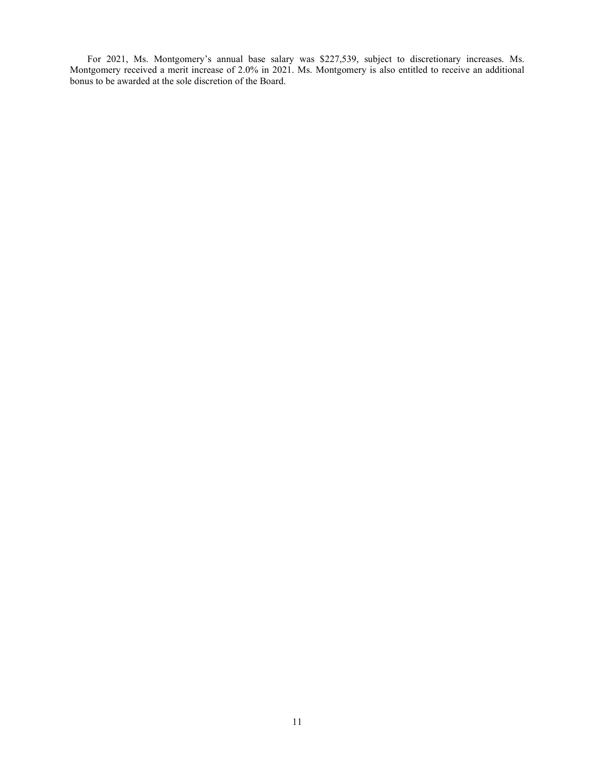For 2021, Ms. Montgomery's annual base salary was $227,539, subject to discretionary increases. Ms. Montgomery received a merit increase of 2.0% in 2021. Ms. Montgomery is also entitled to receive an additional bonus to be awarded at the sole discretion of the Board.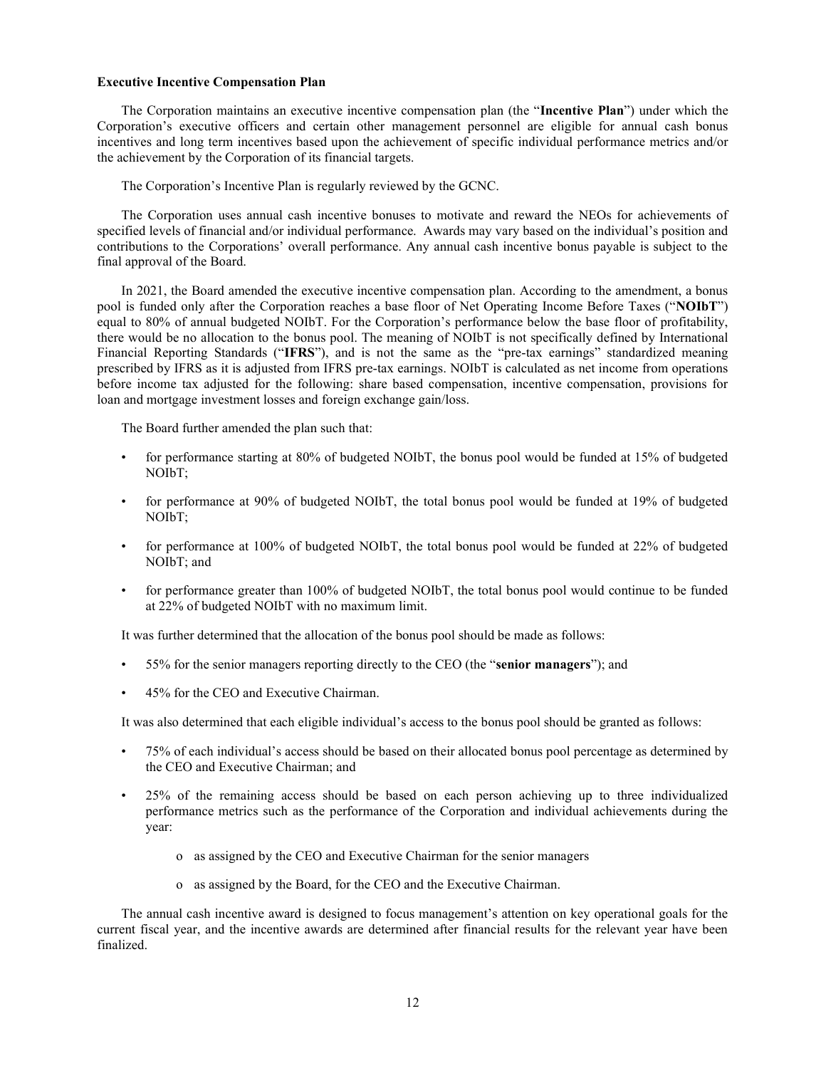**Executive Incentive Compensation Plan**

The Corporation maintains an executive incentive compensation plan (the "**Incentive Plan**") under which the Corporation's executive officers and certain other management personnel are eligible for annual cash bonus incentives and long term incentives based upon the achievement of specific individual performance metrics and/or the achievement by the Corporation of its financial targets.

The Corporation's Incentive Plan is regularly reviewed by the GCNC.

The Corporation uses annual cash incentive bonuses to motivate and reward the NEOs for achievements of specified levels of financial and/or individual performance. Awards may vary based on the individual's position and contributions to the Corporations' overall performance. Any annual cash incentive bonus payable is subject to the final approval of the Board.

In 2021, the Board amended the executive incentive compensation plan. According to the amendment, a bonus pool is funded only after the Corporation reaches a base floor of Net Operating Income Before Taxes ("**NOIbT**") equal to 80% of annual budgeted NOIbT. For the Corporation's performance below the base floor of profitability, there would be no allocation to the bonus pool. The meaning of NOIbT is not specifically defined by International Financial Reporting Standards ("**IFRS**"), and is not the same as the "pre-tax earnings" standardized meaning prescribed by IFRS as it is adjusted from IFRS pre-tax earnings. NOIbT is calculated as net income from operations before income tax adjusted for the following: share based compensation, incentive compensation, provisions for loan and mortgage investment losses and foreign exchange gain/loss.

The Board further amended the plan such that:

- for performance starting at 80% of budgeted NOIbT, the bonus pool would be funded at 15% of budgeted NOIbT;
- for performance at 90% of budgeted NOIbT, the total bonus pool would be funded at 19% of budgeted NOIbT;
- for performance at 100% of budgeted NOIbT, the total bonus pool would be funded at 22% of budgeted NOIbT; and
- for performance greater than 100% of budgeted NOIbT, the total bonus pool would continue to be funded at 22% of budgeted NOIbT with no maximum limit.

It was further determined that the allocation of the bonus pool should be made as follows:

- 55% for the senior managers reporting directly to the CEO (the "**senior managers**"); and
- 45% for the CEO and Executive Chairman.

It was also determined that each eligible individual's access to the bonus pool should be granted as follows:

- 75% of each individual's access should be based on their allocated bonus pool percentage as determined by the CEO and Executive Chairman; and
- 25% of the remaining access should be based on each person achieving up to three individualized performance metrics such as the performance of the Corporation and individual achievements during the year:
  - as assigned by the CEO and Executive Chairman for the senior managers
  - as assigned by the Board, for the CEO and the Executive Chairman.

The annual cash incentive award is designed to focus management's attention on key operational goals for the current fiscal year, and the incentive awards are determined after financial results for the relevant year have been finalized.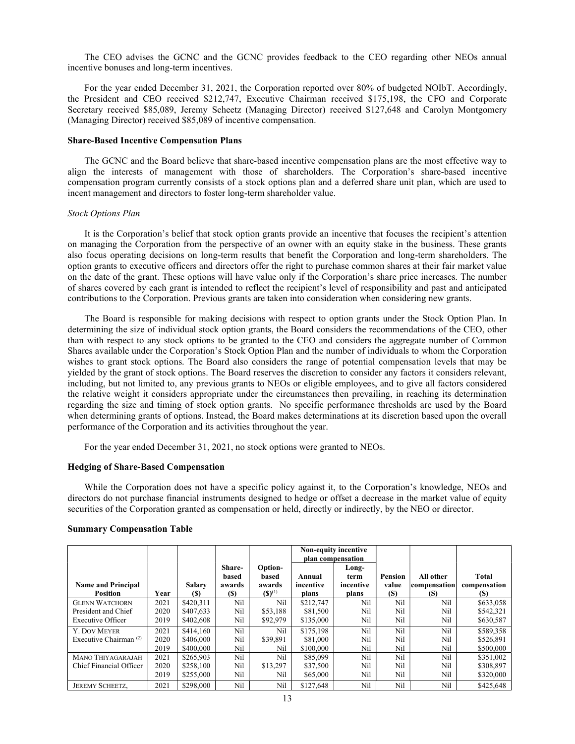The CEO advises the GCNC and the GCNC provides feedback to the CEO regarding other NEOs annual incentive bonuses and long-term incentives.

For the year ended December 31, 2021, the Corporation reported over 80% of budgeted NOIbT. Accordingly, the President and CEO received $212,747, Executive Chairman received $175,198, the CFO and Corporate Secretary received $85,089, Jeremy Scheetz (Managing Director) received $127,648 and Carolyn Montgomery (Managing Director) received $85,089 of incentive compensation.

### Share-Based Incentive Compensation Plans

The GCNC and the Board believe that share-based incentive compensation plans are the most effective way to align the interests of management with those of shareholders. The Corporation's share-based incentive compensation program currently consists of a stock options plan and a deferred share unit plan, which are used to incent management and directors to foster long-term shareholder value.

*Stock Options Plan*

It is the Corporation's belief that stock option grants provide an incentive that focuses the recipient's attention on managing the Corporation from the perspective of an owner with an equity stake in the business. These grants also focus operating decisions on long-term results that benefit the Corporation and long-term shareholders. The option grants to executive officers and directors offer the right to purchase common shares at their fair market value on the date of the grant. These options will have value only if the Corporation's share price increases. The number of shares covered by each grant is intended to reflect the recipient's level of responsibility and past and anticipated contributions to the Corporation. Previous grants are taken into consideration when considering new grants.

The Board is responsible for making decisions with respect to option grants under the Stock Option Plan. In determining the size of individual stock option grants, the Board considers the recommendations of the CEO, other than with respect to any stock options to be granted to the CEO and considers the aggregate number of Common Shares available under the Corporation's Stock Option Plan and the number of individuals to whom the Corporation wishes to grant stock options. The Board also considers the range of potential compensation levels that may be yielded by the grant of stock options. The Board reserves the discretion to consider any factors it considers relevant, including, but not limited to, any previous grants to NEOs or eligible employees, and to give all factors considered the relative weight it considers appropriate under the circumstances then prevailing, in reaching its determination regarding the size and timing of stock option grants. No specific performance thresholds are used by the Board when determining grants of options. Instead, the Board makes determinations at its discretion based upon the overall performance of the Corporation and its activities throughout the year.

For the year ended December 31, 2021, no stock options were granted to NEOs.

### Hedging of Share-Based Compensation

While the Corporation does not have a specific policy against it, to the Corporation's knowledge, NEOs and directors do not purchase financial instruments designed to hedge or offset a decrease in the market value of equity securities of the Corporation granted as compensation or held, directly or indirectly, by the NEO or director.

### Summary Compensation Table

| Name and Principal Position | Year | Salary ($) | Share-based awards ($) | Option-based awards ($)[1] | Non-equity incentive plan compensation | | Pension value ($) | All other compensation ($) | Total compensation ($) |
|---|---|---|---|---|---|---|---|---|---|
| | | | | | Annual incentive plans | Long-term incentive plans | | | |
| Glenn Watchorn | 2021 | $420,311 | Nil | Nil | $212,747 | Nil | Nil | Nil | $633,058 |
| President and Chief | 2020 | $407,633 | Nil | $53,188 | $81,500 | Nil | Nil | Nil | $542,321 |
| Executive Officer | 2019 | $402,608 | Nil | $92,979 | $135,000 | Nil | Nil | Nil | $630,587 |
| Y. Dov Meyer | 2021 | $414,160 | Nil | Nil | $175,198 | Nil | Nil | Nil | $589,358 |
| Executive Chairman [2] | 2020 | $406,000 | Nil | $39,891 | $81,000 | Nil | Nil | Nil | $526,891 |
| | 2019 | $400,000 | Nil | Nil | $100,000 | Nil | Nil | Nil | $500,000 |
| Mano Thiyagarajah | 2021 | $265,903 | Nil | Nil | $85,099 | Nil | Nil | Nil | $351,002 |
| Chief Financial Officer | 2020 | $258,100 | Nil | $13,297 | $37,500 | Nil | Nil | Nil | $308,897 |
| | 2019 | $255,000 | Nil | Nil | $65,000 | Nil | Nil | Nil | $320,000 |
| Jeremy Scheetz, | 2021 | $298,000 | Nil | Nil | $127,648 | Nil | Nil | Nil | $425,648 |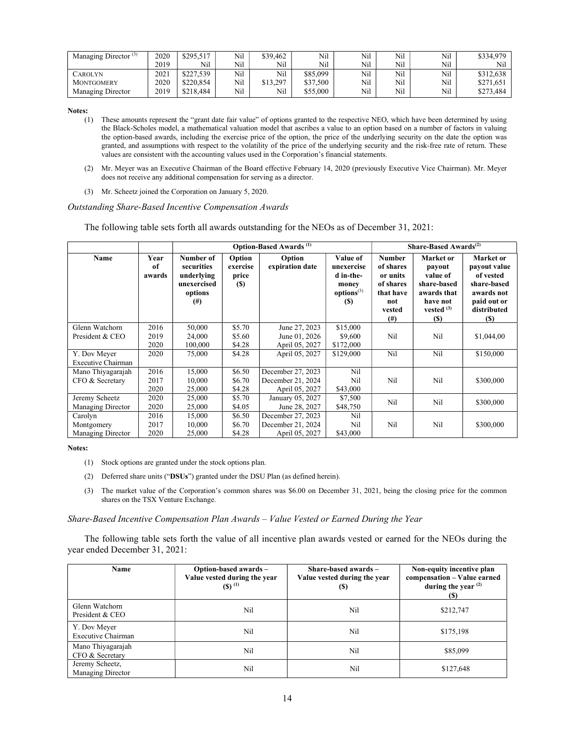| Managing Director [3] | 2020 | $295,517 | Nil | $39,462 | Nil | Nil | Nil | Nil | $334,979 |
|---|---|---|---|---|---|---|---|---|---|
| | 2019 | Nil | Nil | Nil | Nil | Nil | Nil | Nil | Nil |
| CAROLYN | 2021 | $227,539 | Nil | Nil | $85,099 | Nil | Nil | Nil | $312,638 |
| MONTGOMERY | 2020 | $220,854 | Nil | $13,297 | $37,500 | Nil | Nil | Nil | $271,651 |
| Managing Director | 2019 | $218,484 | Nil | Nil | $55,000 | Nil | Nil | Nil | $273,484 |

**Notes:**

(1) These amounts represent the "grant date fair value" of options granted to the respective NEO, which have been determined by using the Black-Scholes model, a mathematical valuation model that ascribes a value to an option based on a number of factors in valuing the option-based awards, including the exercise price of the option, the price of the underlying security on the date the option was granted, and assumptions with respect to the volatility of the price of the underlying security and the risk-free rate of return. These values are consistent with the accounting values used in the Corporation's financial statements.

(2) Mr. Meyer was an Executive Chairman of the Board effective February 14, 2020 (previously Executive Vice Chairman). Mr. Meyer does not receive any additional compensation for serving as a director.

(3) Mr. Scheetz joined the Corporation on January 5, 2020.

*Outstanding Share-Based Incentive Compensation Awards*

The following table sets forth all awards outstanding for the NEOs as of December 31, 2021:

| | | Option-Based Awards [1] | | | | Share-Based Awards[2] | | |
|---|---|---|---|---|---|---|---|---|
| **Name** | **Year of awards** | **Number of securities underlying unexercised options (#)** | **Option exercise price ($)** | **Option expiration date** | **Value of unexercised in-the-money options[3] ($)** | **Number of shares or units of shares that have not vested (#)** | **Market or payout value of share-based awards that have not vested [3] ($)** | **Market or payout value of vested share-based awards not paid out or distributed ($)** |
| Glenn Watchorn President & CEO | 2016<br>2019<br>2020 | 50,000<br>24,000<br>100,000 | $5.70<br>$5.60<br>$4.28 | June 27, 2023<br>June 01, 2026<br>April 05, 2027 | $15,000<br>$9,600<br>$172,000 | Nil | Nil | $1,044,00 |
| Y. Dov Meyer Executive Chairman | 2020 | 75,000 | $4.28 | April 05, 2027 | $129,000 | Nil | Nil | $150,000 |
| Mano Thiyagarajah CFO & Secretary | 2016<br>2017<br>2020 | 15,000<br>10,000<br>25,000 | $6.50<br>$6.70<br>$4.28 | December 27, 2023<br>December 21, 2024<br>April 05, 2027 | Nil<br>Nil<br>$43,000 | Nil | Nil | $300,000 |
| Jeremy Scheetz Managing Director | 2020<br>2020 | 25,000<br>25,000 | $5.70<br>$4.05 | January 05, 2027<br>June 28, 2027 | $7,500<br>$48,750 | Nil | Nil | $300,000 |
| Carolyn Montgomery Managing Director | 2016<br>2017<br>2020 | 15,000<br>10,000<br>25,000 | $6.50<br>$6.70<br>$4.28 | December 27, 2023<br>December 21, 2024<br>April 05, 2027 | Nil<br>Nil<br>$43,000 | Nil | Nil | $300,000 |

**Notes:**

(1) Stock options are granted under the stock options plan.

(2) Deferred share units ("**DSUs**") granted under the DSU Plan (as defined herein).

(3) The market value of the Corporation's common shares was $6.00 on December 31, 2021, being the closing price for the common shares on the TSX Venture Exchange.

*Share-Based Incentive Compensation Plan Awards – Value Vested or Earned During the Year*

The following table sets forth the value of all incentive plan awards vested or earned for the NEOs during the year ended December 31, 2021:

| Name | Option-based awards – Value vested during the year ($) [1] | Share-based awards – Value vested during the year ($) | Non-equity incentive plan compensation – Value earned during the year [2] ($) |
|---|---|---|---|
| Glenn Watchorn President & CEO | Nil | Nil | $212,747 |
| Y. Dov Meyer Executive Chairman | Nil | Nil | $175,198 |
| Mano Thiyagarajah CFO & Secretary | Nil | Nil | $85,099 |
| Jeremy Scheetz, Managing Director | Nil | Nil | $127,648 |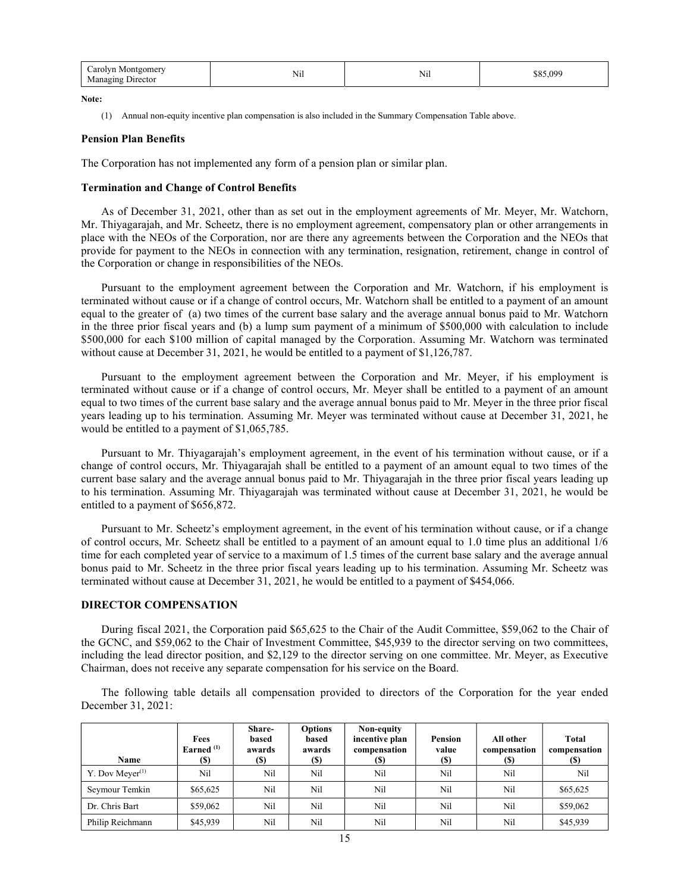| Carolyn Montgomery Managing Director | Nil | Nil | $85,099 |
|---|---|---|---|

**Note:**

(1) Annual non-equity incentive plan compensation is also included in the Summary Compensation Table above.

### Pension Plan Benefits

The Corporation has not implemented any form of a pension plan or similar plan.

### Termination and Change of Control Benefits

As of December 31, 2021, other than as set out in the employment agreements of Mr. Meyer, Mr. Watchorn, Mr. Thiyagarajah, and Mr. Scheetz, there is no employment agreement, compensatory plan or other arrangements in place with the NEOs of the Corporation, nor are there any agreements between the Corporation and the NEOs that provide for payment to the NEOs in connection with any termination, resignation, retirement, change in control of the Corporation or change in responsibilities of the NEOs.

Pursuant to the employment agreement between the Corporation and Mr. Watchorn, if his employment is terminated without cause or if a change of control occurs, Mr. Watchorn shall be entitled to a payment of an amount equal to the greater of (a) two times of the current base salary and the average annual bonus paid to Mr. Watchorn in the three prior fiscal years and (b) a lump sum payment of a minimum of $500,000 with calculation to include $500,000 for each $100 million of capital managed by the Corporation. Assuming Mr. Watchorn was terminated without cause at December 31, 2021, he would be entitled to a payment of $1,126,787.

Pursuant to the employment agreement between the Corporation and Mr. Meyer, if his employment is terminated without cause or if a change of control occurs, Mr. Meyer shall be entitled to a payment of an amount equal to two times of the current base salary and the average annual bonus paid to Mr. Meyer in the three prior fiscal years leading up to his termination. Assuming Mr. Meyer was terminated without cause at December 31, 2021, he would be entitled to a payment of $1,065,785.

Pursuant to Mr. Thiyagarajah's employment agreement, in the event of his termination without cause, or if a change of control occurs, Mr. Thiyagarajah shall be entitled to a payment of an amount equal to two times of the current base salary and the average annual bonus paid to Mr. Thiyagarajah in the three prior fiscal years leading up to his termination. Assuming Mr. Thiyagarajah was terminated without cause at December 31, 2021, he would be entitled to a payment of $656,872.

Pursuant to Mr. Scheetz's employment agreement, in the event of his termination without cause, or if a change of control occurs, Mr. Scheetz shall be entitled to a payment of an amount equal to 1.0 time plus an additional 1/6 time for each completed year of service to a maximum of 1.5 times of the current base salary and the average annual bonus paid to Mr. Scheetz in the three prior fiscal years leading up to his termination. Assuming Mr. Scheetz was terminated without cause at December 31, 2021, he would be entitled to a payment of $454,066.

### DIRECTOR COMPENSATION

During fiscal 2021, the Corporation paid $65,625 to the Chair of the Audit Committee, $59,062 to the Chair of the GCNC, and $59,062 to the Chair of Investment Committee, $45,939 to the director serving on two committees, including the lead director position, and $2,129 to the director serving on one committee. Mr. Meyer, as Executive Chairman, does not receive any separate compensation for his service on the Board.

The following table details all compensation provided to directors of the Corporation for the year ended December 31, 2021:

| Name | Fees Earned [(1)] ($) | Share-based awards ($) | Options based awards ($) | Non-equity incentive plan compensation ($) | Pension value ($) | All other compensation ($) | Total compensation ($) |
|---|---|---|---|---|---|---|---|
| Y. Dov Meyer[(1)] | Nil | Nil | Nil | Nil | Nil | Nil | Nil |
| Seymour Temkin | $65,625 | Nil | Nil | Nil | Nil | Nil | $65,625 |
| Dr. Chris Bart | $59,062 | Nil | Nil | Nil | Nil | Nil | $59,062 |
| Philip Reichmann | $45,939 | Nil | Nil | Nil | Nil | Nil | $45,939 |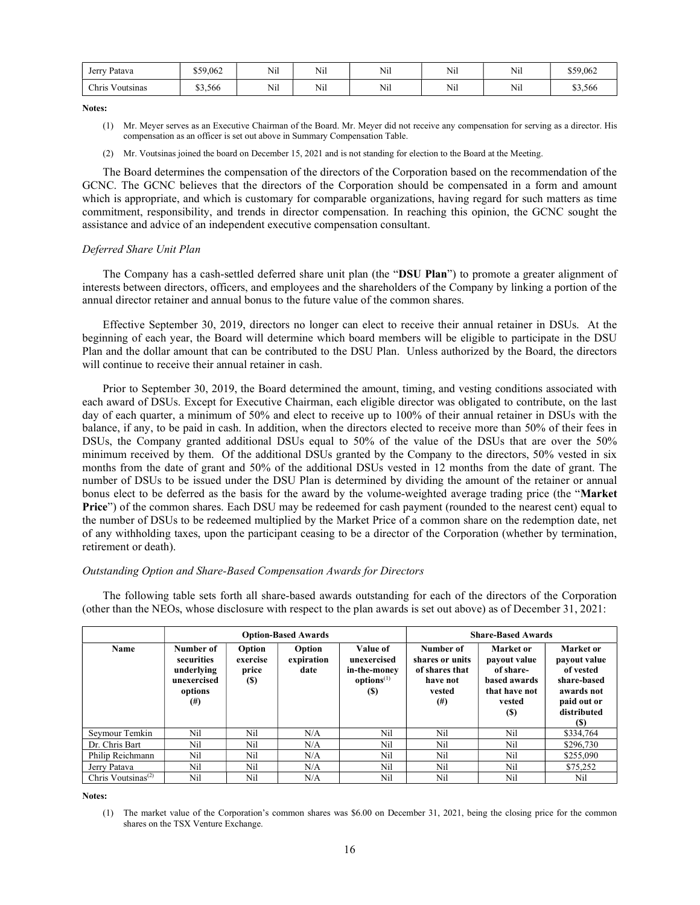| Jerry Patava | $59,062 | Nil | Nil | Nil | Nil | Nil | $59,062 |
|---|---|---|---|---|---|---|---|
| Chris Voutsinas | $3,566 | Nil | Nil | Nil | Nil | Nil | $3,566 |

**Notes:**

(1) Mr. Meyer serves as an Executive Chairman of the Board. Mr. Meyer did not receive any compensation for serving as a director. His compensation as an officer is set out above in Summary Compensation Table.

(2) Mr. Voutsinas joined the board on December 15, 2021 and is not standing for election to the Board at the Meeting.

The Board determines the compensation of the directors of the Corporation based on the recommendation of the GCNC. The GCNC believes that the directors of the Corporation should be compensated in a form and amount which is appropriate, and which is customary for comparable organizations, having regard for such matters as time commitment, responsibility, and trends in director compensation. In reaching this opinion, the GCNC sought the assistance and advice of an independent executive compensation consultant.

*Deferred Share Unit Plan*

The Company has a cash-settled deferred share unit plan (the "**DSU Plan**") to promote a greater alignment of interests between directors, officers, and employees and the shareholders of the Company by linking a portion of the annual director retainer and annual bonus to the future value of the common shares.

Effective September 30, 2019, directors no longer can elect to receive their annual retainer in DSUs. At the beginning of each year, the Board will determine which board members will be eligible to participate in the DSU Plan and the dollar amount that can be contributed to the DSU Plan. Unless authorized by the Board, the directors will continue to receive their annual retainer in cash.

Prior to September 30, 2019, the Board determined the amount, timing, and vesting conditions associated with each award of DSUs. Except for Executive Chairman, each eligible director was obligated to contribute, on the last day of each quarter, a minimum of 50% and elect to receive up to 100% of their annual retainer in DSUs with the balance, if any, to be paid in cash. In addition, when the directors elected to receive more than 50% of their fees in DSUs, the Company granted additional DSUs equal to 50% of the value of the DSUs that are over the 50% minimum received by them. Of the additional DSUs granted by the Company to the directors, 50% vested in six months from the date of grant and 50% of the additional DSUs vested in 12 months from the date of grant. The number of DSUs to be issued under the DSU Plan is determined by dividing the amount of the retainer or annual bonus elect to be deferred as the basis for the award by the volume-weighted average trading price (the "**Market Price**") of the common shares. Each DSU may be redeemed for cash payment (rounded to the nearest cent) equal to the number of DSUs to be redeemed multiplied by the Market Price of a common share on the redemption date, net of any withholding taxes, upon the participant ceasing to be a director of the Corporation (whether by termination, retirement or death).

*Outstanding Option and Share-Based Compensation Awards for Directors*

The following table sets forth all share-based awards outstanding for each of the directors of the Corporation (other than the NEOs, whose disclosure with respect to the plan awards is set out above) as of December 31, 2021:

| | Option-Based Awards | | | | Share-Based Awards | | |
|---|---|---|---|---|---|---|---|
| **Name** | **Number of securities underlying unexercised options (#)** | **Option exercise price ($)** | **Option expiration date** | **Value of unexercised in-the-money options[1] ($)** | **Number of shares or units of shares that have not vested (#)** | **Market or payout value of share-based awards that have not vested ($)** | **Market or payout value of vested share-based awards not paid out or distributed ($)** |
| Seymour Temkin | Nil | Nil | N/A | Nil | Nil | Nil | $334,764 |
| Dr. Chris Bart | Nil | Nil | N/A | Nil | Nil | Nil | $296,730 |
| Philip Reichmann | Nil | Nil | N/A | Nil | Nil | Nil | $255,090 |
| Jerry Patava | Nil | Nil | N/A | Nil | Nil | Nil | $75,252 |
| Chris Voutsinas[2] | Nil | Nil | N/A | Nil | Nil | Nil | Nil |

**Notes:**

(1) The market value of the Corporation's common shares was $6.00 on December 31, 2021, being the closing price for the common shares on the TSX Venture Exchange.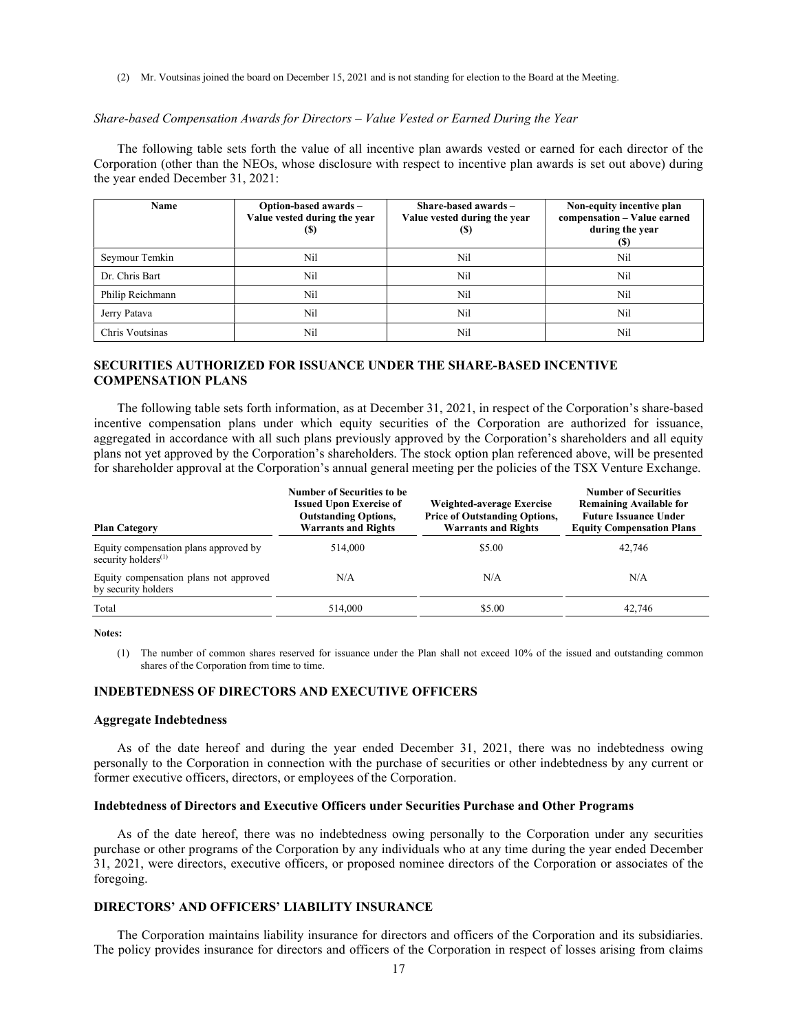(2) Mr. Voutsinas joined the board on December 15, 2021 and is not standing for election to the Board at the Meeting.

*Share-based Compensation Awards for Directors – Value Vested or Earned During the Year*

The following table sets forth the value of all incentive plan awards vested or earned for each director of the Corporation (other than the NEOs, whose disclosure with respect to incentive plan awards is set out above) during the year ended December 31, 2021:

| Name | Option-based awards – Value vested during the year ($) | Share-based awards – Value vested during the year ($) | Non-equity incentive plan compensation – Value earned during the year ($) |
|---|---|---|---|
| Seymour Temkin | Nil | Nil | Nil |
| Dr. Chris Bart | Nil | Nil | Nil |
| Philip Reichmann | Nil | Nil | Nil |
| Jerry Patava | Nil | Nil | Nil |
| Chris Voutsinas | Nil | Nil | Nil |

## SECURITIES AUTHORIZED FOR ISSUANCE UNDER THE SHARE-BASED INCENTIVE COMPENSATION PLANS

The following table sets forth information, as at December 31, 2021, in respect of the Corporation's share-based incentive compensation plans under which equity securities of the Corporation are authorized for issuance, aggregated in accordance with all such plans previously approved by the Corporation's shareholders and all equity plans not yet approved by the Corporation's shareholders. The stock option plan referenced above, will be presented for shareholder approval at the Corporation's annual general meeting per the policies of the TSX Venture Exchange.

| Plan Category | Number of Securities to be Issued Upon Exercise of Outstanding Options, Warrants and Rights | Weighted-average Exercise Price of Outstanding Options, Warrants and Rights | Number of Securities Remaining Available for Future Issuance Under Equity Compensation Plans |
|---|---|---|---|
| Equity compensation plans approved by security holders[(1)] | 514,000 | $5.00 | 42,746 |
| Equity compensation plans not approved by security holders | N/A | N/A | N/A |
| Total | 514,000 | $5.00 | 42,746 |

**Notes:**

(1) The number of common shares reserved for issuance under the Plan shall not exceed 10% of the issued and outstanding common shares of the Corporation from time to time.

## INDEBTEDNESS OF DIRECTORS AND EXECUTIVE OFFICERS

### Aggregate Indebtedness

As of the date hereof and during the year ended December 31, 2021, there was no indebtedness owing personally to the Corporation in connection with the purchase of securities or other indebtedness by any current or former executive officers, directors, or employees of the Corporation.

### Indebtedness of Directors and Executive Officers under Securities Purchase and Other Programs

As of the date hereof, there was no indebtedness owing personally to the Corporation under any securities purchase or other programs of the Corporation by any individuals who at any time during the year ended December 31, 2021, were directors, executive officers, or proposed nominee directors of the Corporation or associates of the foregoing.

## DIRECTORS' AND OFFICERS' LIABILITY INSURANCE

The Corporation maintains liability insurance for directors and officers of the Corporation and its subsidiaries. The policy provides insurance for directors and officers of the Corporation in respect of losses arising from claims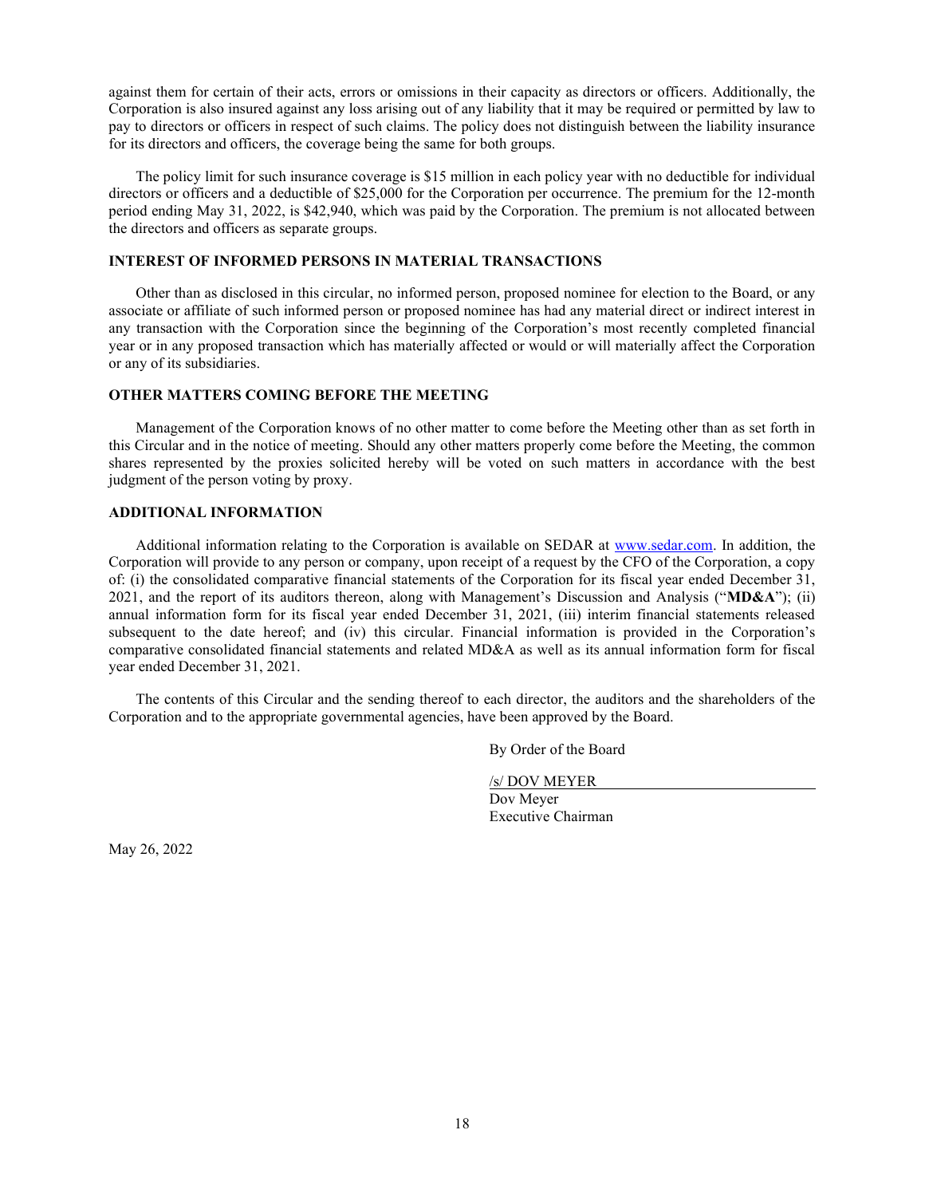against them for certain of their acts, errors or omissions in their capacity as directors or officers. Additionally, the Corporation is also insured against any loss arising out of any liability that it may be required or permitted by law to pay to directors or officers in respect of such claims. The policy does not distinguish between the liability insurance for its directors and officers, the coverage being the same for both groups.

The policy limit for such insurance coverage is $15 million in each policy year with no deductible for individual directors or officers and a deductible of $25,000 for the Corporation per occurrence. The premium for the 12-month period ending May 31, 2022, is $42,940, which was paid by the Corporation. The premium is not allocated between the directors and officers as separate groups.

### INTEREST OF INFORMED PERSONS IN MATERIAL TRANSACTIONS

Other than as disclosed in this circular, no informed person, proposed nominee for election to the Board, or any associate or affiliate of such informed person or proposed nominee has had any material direct or indirect interest in any transaction with the Corporation since the beginning of the Corporation's most recently completed financial year or in any proposed transaction which has materially affected or would or will materially affect the Corporation or any of its subsidiaries.

### OTHER MATTERS COMING BEFORE THE MEETING

Management of the Corporation knows of no other matter to come before the Meeting other than as set forth in this Circular and in the notice of meeting. Should any other matters properly come before the Meeting, the common shares represented by the proxies solicited hereby will be voted on such matters in accordance with the best judgment of the person voting by proxy.

### ADDITIONAL INFORMATION

Additional information relating to the Corporation is available on SEDAR at www.sedar.com. In addition, the Corporation will provide to any person or company, upon receipt of a request by the CFO of the Corporation, a copy of: (i) the consolidated comparative financial statements of the Corporation for its fiscal year ended December 31, 2021, and the report of its auditors thereon, along with Management's Discussion and Analysis ("**MD&A**"); (ii) annual information form for its fiscal year ended December 31, 2021, (iii) interim financial statements released subsequent to the date hereof; and (iv) this circular. Financial information is provided in the Corporation's comparative consolidated financial statements and related MD&A as well as its annual information form for fiscal year ended December 31, 2021.

The contents of this Circular and the sending thereof to each director, the auditors and the shareholders of the Corporation and to the appropriate governmental agencies, have been approved by the Board.

By Order of the Board

/s/ DOV MEYER
Dov Meyer
Executive Chairman

May 26, 2022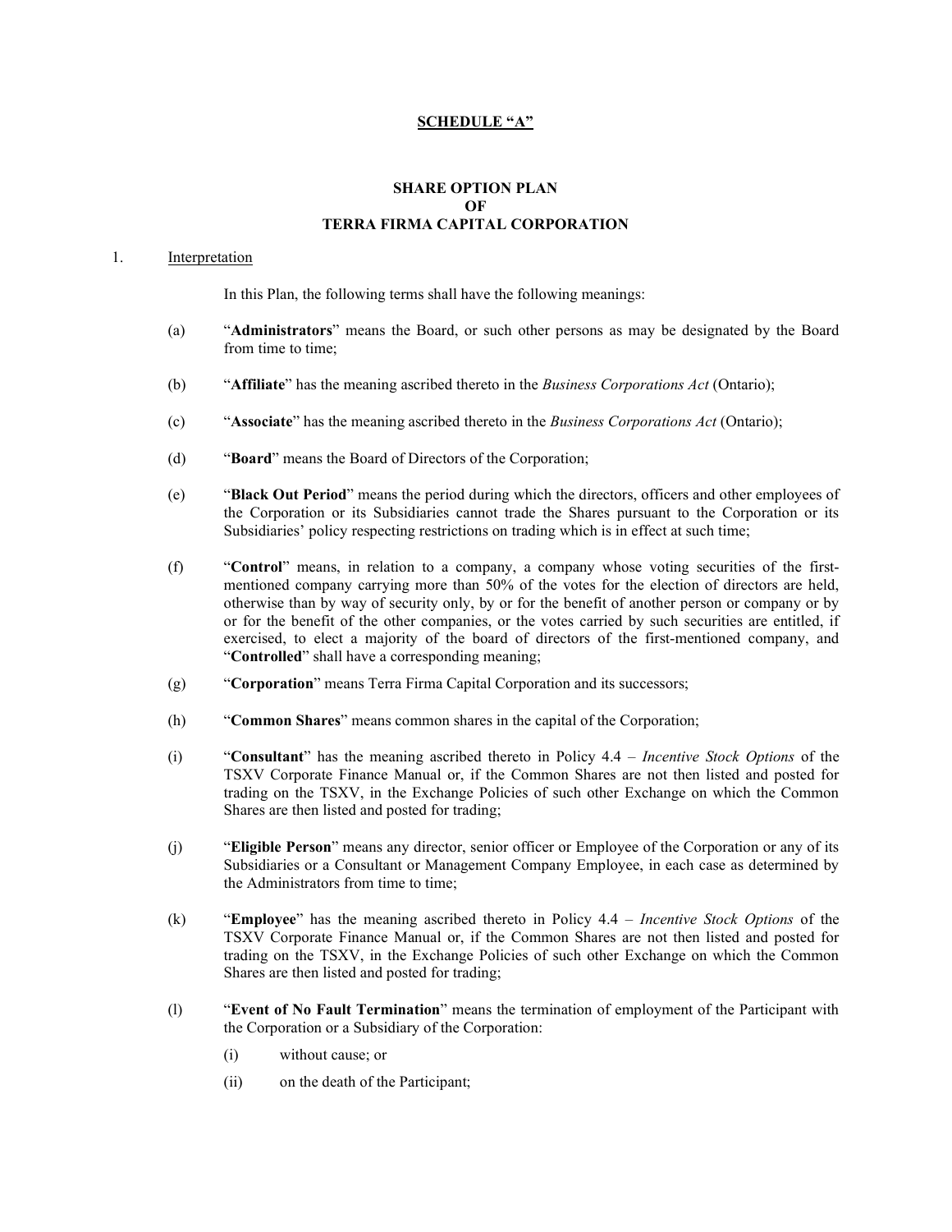**SCHEDULE "A"**

**SHARE OPTION PLAN**
**OF**
**TERRA FIRMA CAPITAL CORPORATION**

1. Interpretation

In this Plan, the following terms shall have the following meanings:

(a) "**Administrators**" means the Board, or such other persons as may be designated by the Board from time to time;

(b) "**Affiliate**" has the meaning ascribed thereto in the *Business Corporations Act* (Ontario);

(c) "**Associate**" has the meaning ascribed thereto in the *Business Corporations Act* (Ontario);

(d) "**Board**" means the Board of Directors of the Corporation;

(e) "**Black Out Period**" means the period during which the directors, officers and other employees of the Corporation or its Subsidiaries cannot trade the Shares pursuant to the Corporation or its Subsidiaries' policy respecting restrictions on trading which is in effect at such time;

(f) "**Control**" means, in relation to a company, a company whose voting securities of the first-mentioned company carrying more than 50% of the votes for the election of directors are held, otherwise than by way of security only, by or for the benefit of another person or company or by or for the benefit of the other companies, or the votes carried by such securities are entitled, if exercised, to elect a majority of the board of directors of the first-mentioned company, and "**Controlled**" shall have a corresponding meaning;

(g) "**Corporation**" means Terra Firma Capital Corporation and its successors;

(h) "**Common Shares**" means common shares in the capital of the Corporation;

(i) "**Consultant**" has the meaning ascribed thereto in Policy 4.4 – *Incentive Stock Options* of the TSXV Corporate Finance Manual or, if the Common Shares are not then listed and posted for trading on the TSXV, in the Exchange Policies of such other Exchange on which the Common Shares are then listed and posted for trading;

(j) "**Eligible Person**" means any director, senior officer or Employee of the Corporation or any of its Subsidiaries or a Consultant or Management Company Employee, in each case as determined by the Administrators from time to time;

(k) "**Employee**" has the meaning ascribed thereto in Policy 4.4 – *Incentive Stock Options* of the TSXV Corporate Finance Manual or, if the Common Shares are not then listed and posted for trading on the TSXV, in the Exchange Policies of such other Exchange on which the Common Shares are then listed and posted for trading;

(l) "**Event of No Fault Termination**" means the termination of employment of the Participant with the Corporation or a Subsidiary of the Corporation:

(i) without cause; or

(ii) on the death of the Participant;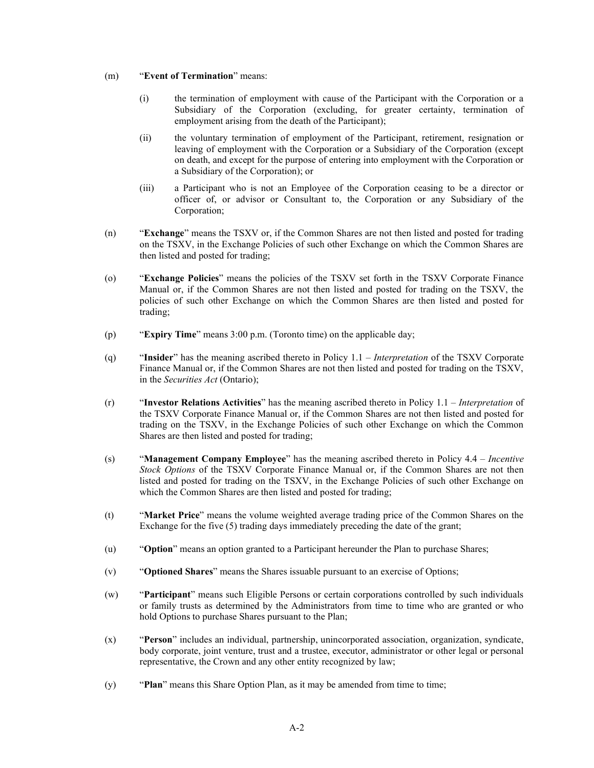(m) "**Event of Termination**" means:

(i) the termination of employment with cause of the Participant with the Corporation or a Subsidiary of the Corporation (excluding, for greater certainty, termination of employment arising from the death of the Participant);

(ii) the voluntary termination of employment of the Participant, retirement, resignation or leaving of employment with the Corporation or a Subsidiary of the Corporation (except on death, and except for the purpose of entering into employment with the Corporation or a Subsidiary of the Corporation); or

(iii) a Participant who is not an Employee of the Corporation ceasing to be a director or officer of, or advisor or Consultant to, the Corporation or any Subsidiary of the Corporation;

(n) "**Exchange**" means the TSXV or, if the Common Shares are not then listed and posted for trading on the TSXV, in the Exchange Policies of such other Exchange on which the Common Shares are then listed and posted for trading;

(o) "**Exchange Policies**" means the policies of the TSXV set forth in the TSXV Corporate Finance Manual or, if the Common Shares are not then listed and posted for trading on the TSXV, the policies of such other Exchange on which the Common Shares are then listed and posted for trading;

(p) "**Expiry Time**" means 3:00 p.m. (Toronto time) on the applicable day;

(q) "**Insider**" has the meaning ascribed thereto in Policy 1.1 – *Interpretation* of the TSXV Corporate Finance Manual or, if the Common Shares are not then listed and posted for trading on the TSXV, in the *Securities Act* (Ontario);

(r) "**Investor Relations Activities**" has the meaning ascribed thereto in Policy 1.1 – *Interpretation* of the TSXV Corporate Finance Manual or, if the Common Shares are not then listed and posted for trading on the TSXV, in the Exchange Policies of such other Exchange on which the Common Shares are then listed and posted for trading;

(s) "**Management Company Employee**" has the meaning ascribed thereto in Policy 4.4 – *Incentive Stock Options* of the TSXV Corporate Finance Manual or, if the Common Shares are not then listed and posted for trading on the TSXV, in the Exchange Policies of such other Exchange on which the Common Shares are then listed and posted for trading;

(t) "**Market Price**" means the volume weighted average trading price of the Common Shares on the Exchange for the five (5) trading days immediately preceding the date of the grant;

(u) "**Option**" means an option granted to a Participant hereunder the Plan to purchase Shares;

(v) "**Optioned Shares**" means the Shares issuable pursuant to an exercise of Options;

(w) "**Participant**" means such Eligible Persons or certain corporations controlled by such individuals or family trusts as determined by the Administrators from time to time who are granted or who hold Options to purchase Shares pursuant to the Plan;

(x) "**Person**" includes an individual, partnership, unincorporated association, organization, syndicate, body corporate, joint venture, trust and a trustee, executor, administrator or other legal or personal representative, the Crown and any other entity recognized by law;

(y) "**Plan**" means this Share Option Plan, as it may be amended from time to time;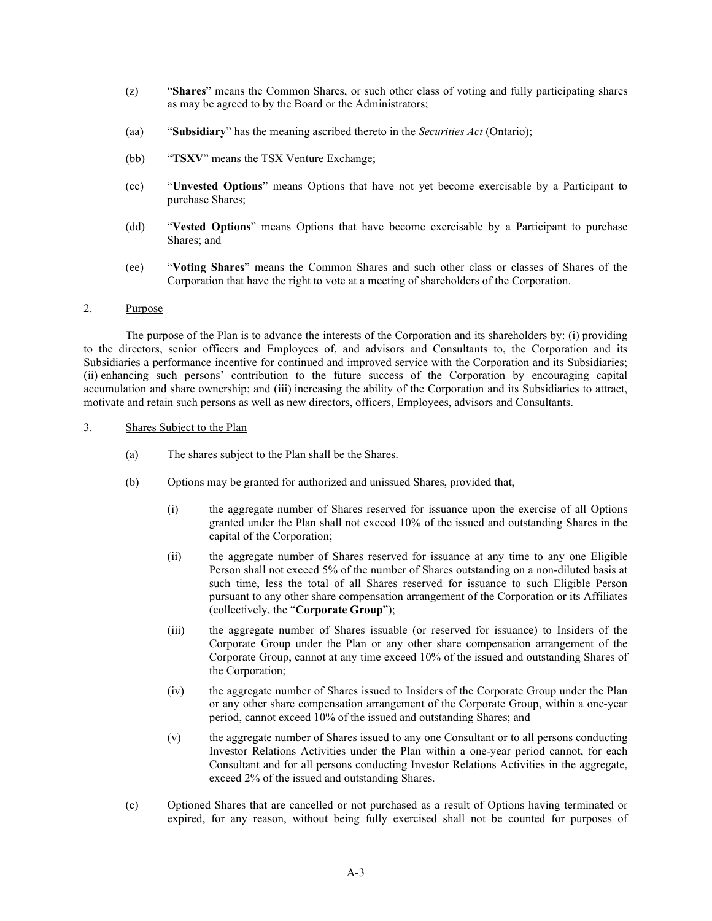(z) "**Shares**" means the Common Shares, or such other class of voting and fully participating shares as may be agreed to by the Board or the Administrators;

(aa) "**Subsidiary**" has the meaning ascribed thereto in the *Securities Act* (Ontario);

(bb) "**TSXV**" means the TSX Venture Exchange;

(cc) "**Unvested Options**" means Options that have not yet become exercisable by a Participant to purchase Shares;

(dd) "**Vested Options**" means Options that have become exercisable by a Participant to purchase Shares; and

(ee) "**Voting Shares**" means the Common Shares and such other class or classes of Shares of the Corporation that have the right to vote at a meeting of shareholders of the Corporation.

2. Purpose

The purpose of the Plan is to advance the interests of the Corporation and its shareholders by: (i) providing to the directors, senior officers and Employees of, and advisors and Consultants to, the Corporation and its Subsidiaries a performance incentive for continued and improved service with the Corporation and its Subsidiaries; (ii) enhancing such persons' contribution to the future success of the Corporation by encouraging capital accumulation and share ownership; and (iii) increasing the ability of the Corporation and its Subsidiaries to attract, motivate and retain such persons as well as new directors, officers, Employees, advisors and Consultants.

3. Shares Subject to the Plan

(a) The shares subject to the Plan shall be the Shares.

(b) Options may be granted for authorized and unissued Shares, provided that,

(i) the aggregate number of Shares reserved for issuance upon the exercise of all Options granted under the Plan shall not exceed 10% of the issued and outstanding Shares in the capital of the Corporation;

(ii) the aggregate number of Shares reserved for issuance at any time to any one Eligible Person shall not exceed 5% of the number of Shares outstanding on a non-diluted basis at such time, less the total of all Shares reserved for issuance to such Eligible Person pursuant to any other share compensation arrangement of the Corporation or its Affiliates (collectively, the "**Corporate Group**");

(iii) the aggregate number of Shares issuable (or reserved for issuance) to Insiders of the Corporate Group under the Plan or any other share compensation arrangement of the Corporate Group, cannot at any time exceed 10% of the issued and outstanding Shares of the Corporation;

(iv) the aggregate number of Shares issued to Insiders of the Corporate Group under the Plan or any other share compensation arrangement of the Corporate Group, within a one-year period, cannot exceed 10% of the issued and outstanding Shares; and

(v) the aggregate number of Shares issued to any one Consultant or to all persons conducting Investor Relations Activities under the Plan within a one-year period cannot, for each Consultant and for all persons conducting Investor Relations Activities in the aggregate, exceed 2% of the issued and outstanding Shares.

(c) Optioned Shares that are cancelled or not purchased as a result of Options having terminated or expired, for any reason, without being fully exercised shall not be counted for purposes of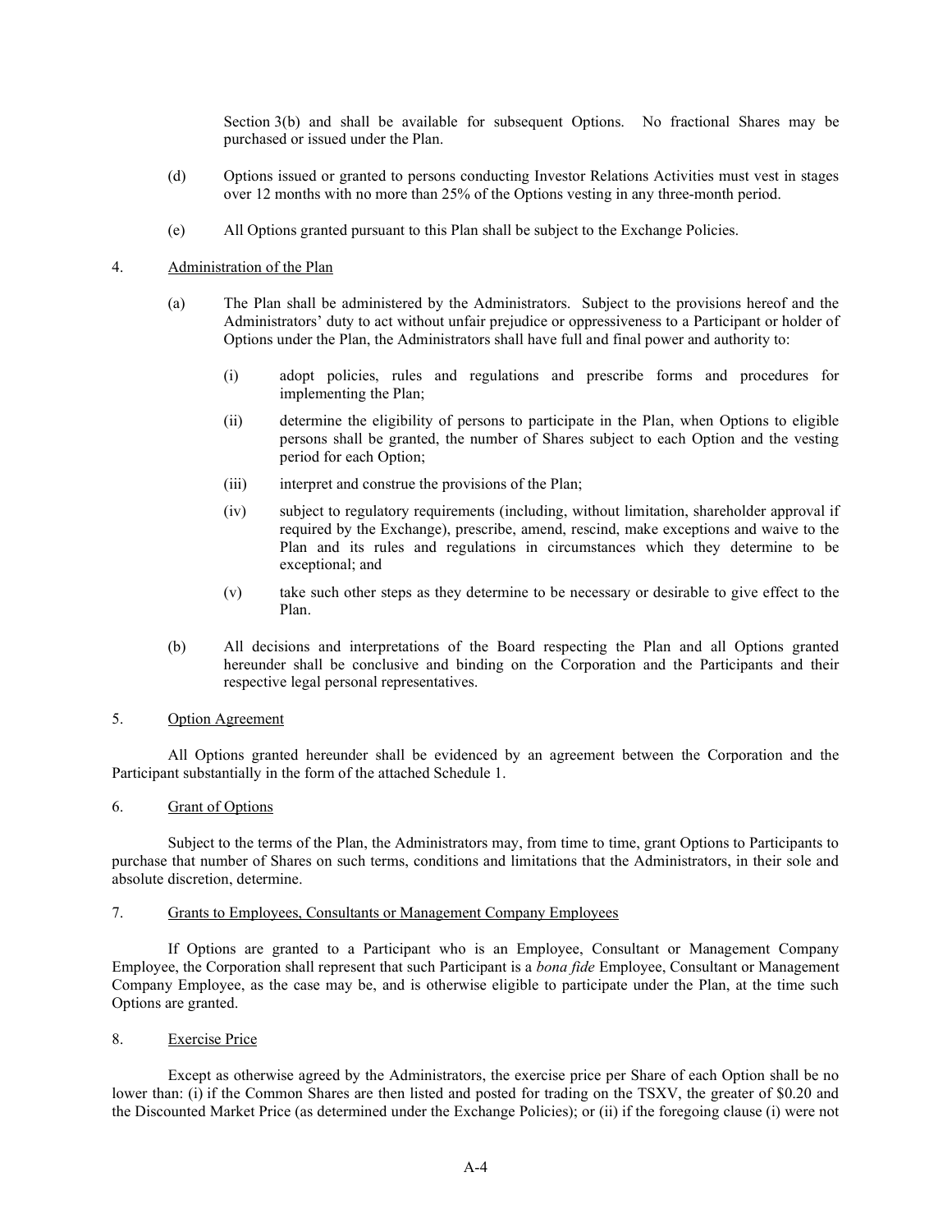Section 3(b) and shall be available for subsequent Options. No fractional Shares may be purchased or issued under the Plan.

(d) Options issued or granted to persons conducting Investor Relations Activities must vest in stages over 12 months with no more than 25% of the Options vesting in any three-month period.

(e) All Options granted pursuant to this Plan shall be subject to the Exchange Policies.

4. Administration of the Plan

(a) The Plan shall be administered by the Administrators. Subject to the provisions hereof and the Administrators' duty to act without unfair prejudice or oppressiveness to a Participant or holder of Options under the Plan, the Administrators shall have full and final power and authority to:

(i) adopt policies, rules and regulations and prescribe forms and procedures for implementing the Plan;

(ii) determine the eligibility of persons to participate in the Plan, when Options to eligible persons shall be granted, the number of Shares subject to each Option and the vesting period for each Option;

(iii) interpret and construe the provisions of the Plan;

(iv) subject to regulatory requirements (including, without limitation, shareholder approval if required by the Exchange), prescribe, amend, rescind, make exceptions and waive to the Plan and its rules and regulations in circumstances which they determine to be exceptional; and

(v) take such other steps as they determine to be necessary or desirable to give effect to the Plan.

(b) All decisions and interpretations of the Board respecting the Plan and all Options granted hereunder shall be conclusive and binding on the Corporation and the Participants and their respective legal personal representatives.

5. Option Agreement

All Options granted hereunder shall be evidenced by an agreement between the Corporation and the Participant substantially in the form of the attached Schedule 1.

6. Grant of Options

Subject to the terms of the Plan, the Administrators may, from time to time, grant Options to Participants to purchase that number of Shares on such terms, conditions and limitations that the Administrators, in their sole and absolute discretion, determine.

7. Grants to Employees, Consultants or Management Company Employees

If Options are granted to a Participant who is an Employee, Consultant or Management Company Employee, the Corporation shall represent that such Participant is a *bona fide* Employee, Consultant or Management Company Employee, as the case may be, and is otherwise eligible to participate under the Plan, at the time such Options are granted.

8. Exercise Price

Except as otherwise agreed by the Administrators, the exercise price per Share of each Option shall be no lower than: (i) if the Common Shares are then listed and posted for trading on the TSXV, the greater of $0.20 and the Discounted Market Price (as determined under the Exchange Policies); or (ii) if the foregoing clause (i) were not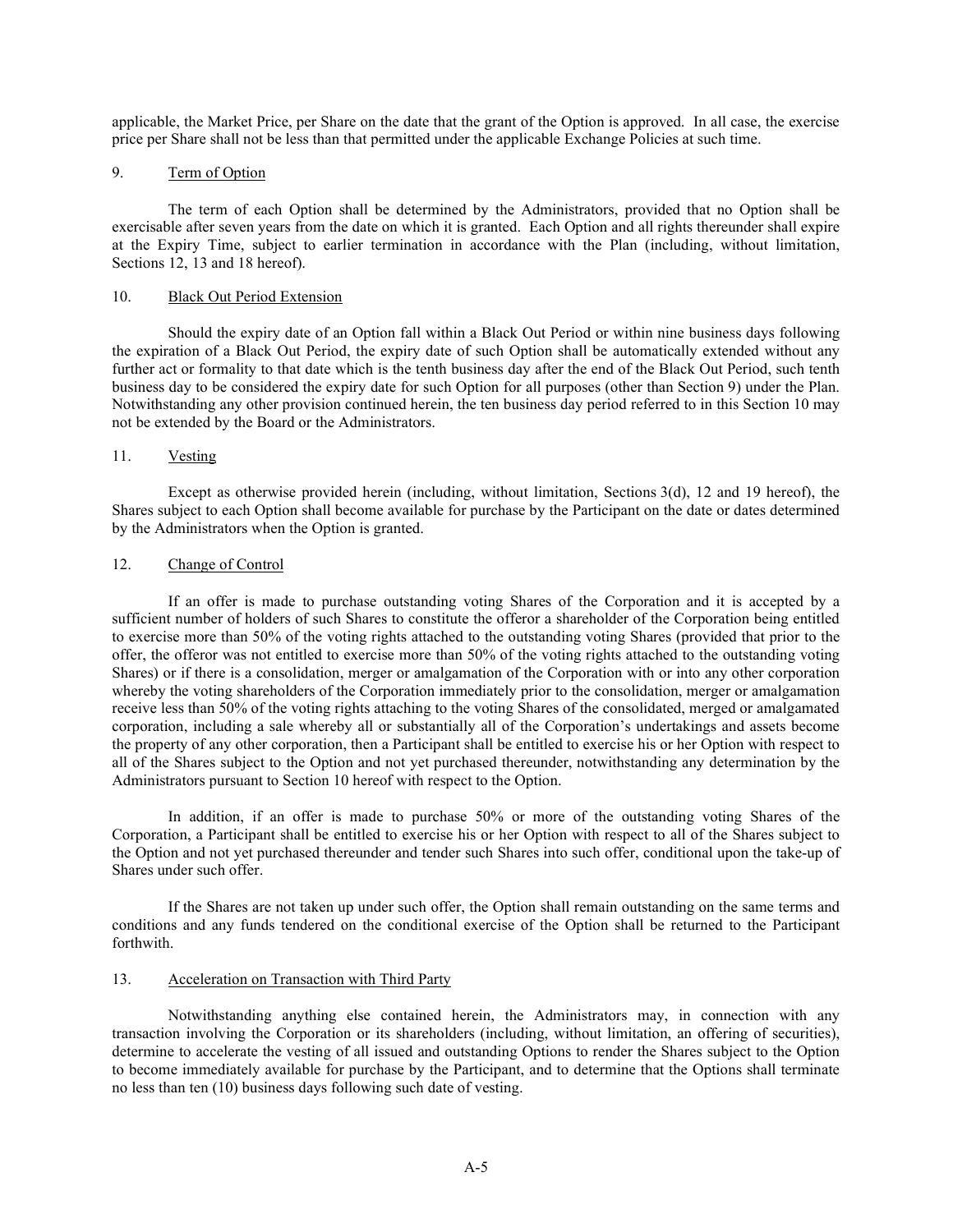applicable, the Market Price, per Share on the date that the grant of the Option is approved. In all case, the exercise price per Share shall not be less than that permitted under the applicable Exchange Policies at such time.

## 9. Term of Option

The term of each Option shall be determined by the Administrators, provided that no Option shall be exercisable after seven years from the date on which it is granted. Each Option and all rights thereunder shall expire at the Expiry Time, subject to earlier termination in accordance with the Plan (including, without limitation, Sections 12, 13 and 18 hereof).

## 10. Black Out Period Extension

Should the expiry date of an Option fall within a Black Out Period or within nine business days following the expiration of a Black Out Period, the expiry date of such Option shall be automatically extended without any further act or formality to that date which is the tenth business day after the end of the Black Out Period, such tenth business day to be considered the expiry date for such Option for all purposes (other than Section 9) under the Plan. Notwithstanding any other provision continued herein, the ten business day period referred to in this Section 10 may not be extended by the Board or the Administrators.

## 11. Vesting

Except as otherwise provided herein (including, without limitation, Sections 3(d), 12 and 19 hereof), the Shares subject to each Option shall become available for purchase by the Participant on the date or dates determined by the Administrators when the Option is granted.

## 12. Change of Control

If an offer is made to purchase outstanding voting Shares of the Corporation and it is accepted by a sufficient number of holders of such Shares to constitute the offeror a shareholder of the Corporation being entitled to exercise more than 50% of the voting rights attached to the outstanding voting Shares (provided that prior to the offer, the offeror was not entitled to exercise more than 50% of the voting rights attached to the outstanding voting Shares) or if there is a consolidation, merger or amalgamation of the Corporation with or into any other corporation whereby the voting shareholders of the Corporation immediately prior to the consolidation, merger or amalgamation receive less than 50% of the voting rights attaching to the voting Shares of the consolidated, merged or amalgamated corporation, including a sale whereby all or substantially all of the Corporation's undertakings and assets become the property of any other corporation, then a Participant shall be entitled to exercise his or her Option with respect to all of the Shares subject to the Option and not yet purchased thereunder, notwithstanding any determination by the Administrators pursuant to Section 10 hereof with respect to the Option.

In addition, if an offer is made to purchase 50% or more of the outstanding voting Shares of the Corporation, a Participant shall be entitled to exercise his or her Option with respect to all of the Shares subject to the Option and not yet purchased thereunder and tender such Shares into such offer, conditional upon the take-up of Shares under such offer.

If the Shares are not taken up under such offer, the Option shall remain outstanding on the same terms and conditions and any funds tendered on the conditional exercise of the Option shall be returned to the Participant forthwith.

## 13. Acceleration on Transaction with Third Party

Notwithstanding anything else contained herein, the Administrators may, in connection with any transaction involving the Corporation or its shareholders (including, without limitation, an offering of securities), determine to accelerate the vesting of all issued and outstanding Options to render the Shares subject to the Option to become immediately available for purchase by the Participant, and to determine that the Options shall terminate no less than ten (10) business days following such date of vesting.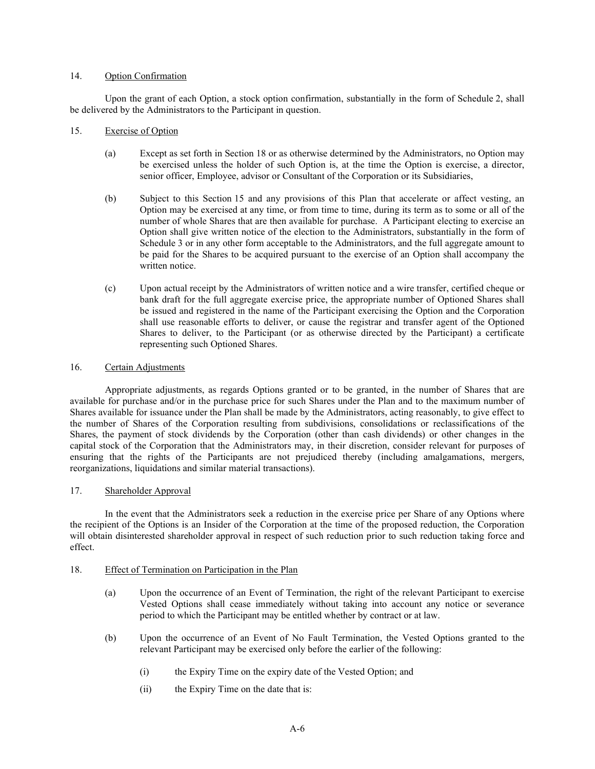14. Option Confirmation

Upon the grant of each Option, a stock option confirmation, substantially in the form of Schedule 2, shall be delivered by the Administrators to the Participant in question.

15. Exercise of Option

(a) Except as set forth in Section 18 or as otherwise determined by the Administrators, no Option may be exercised unless the holder of such Option is, at the time the Option is exercise, a director, senior officer, Employee, advisor or Consultant of the Corporation or its Subsidiaries,

(b) Subject to this Section 15 and any provisions of this Plan that accelerate or affect vesting, an Option may be exercised at any time, or from time to time, during its term as to some or all of the number of whole Shares that are then available for purchase. A Participant electing to exercise an Option shall give written notice of the election to the Administrators, substantially in the form of Schedule 3 or in any other form acceptable to the Administrators, and the full aggregate amount to be paid for the Shares to be acquired pursuant to the exercise of an Option shall accompany the written notice.

(c) Upon actual receipt by the Administrators of written notice and a wire transfer, certified cheque or bank draft for the full aggregate exercise price, the appropriate number of Optioned Shares shall be issued and registered in the name of the Participant exercising the Option and the Corporation shall use reasonable efforts to deliver, or cause the registrar and transfer agent of the Optioned Shares to deliver, to the Participant (or as otherwise directed by the Participant) a certificate representing such Optioned Shares.

16. Certain Adjustments

Appropriate adjustments, as regards Options granted or to be granted, in the number of Shares that are available for purchase and/or in the purchase price for such Shares under the Plan and to the maximum number of Shares available for issuance under the Plan shall be made by the Administrators, acting reasonably, to give effect to the number of Shares of the Corporation resulting from subdivisions, consolidations or reclassifications of the Shares, the payment of stock dividends by the Corporation (other than cash dividends) or other changes in the capital stock of the Corporation that the Administrators may, in their discretion, consider relevant for purposes of ensuring that the rights of the Participants are not prejudiced thereby (including amalgamations, mergers, reorganizations, liquidations and similar material transactions).

17. Shareholder Approval

In the event that the Administrators seek a reduction in the exercise price per Share of any Options where the recipient of the Options is an Insider of the Corporation at the time of the proposed reduction, the Corporation will obtain disinterested shareholder approval in respect of such reduction prior to such reduction taking force and effect.

18. Effect of Termination on Participation in the Plan

(a) Upon the occurrence of an Event of Termination, the right of the relevant Participant to exercise Vested Options shall cease immediately without taking into account any notice or severance period to which the Participant may be entitled whether by contract or at law.

(b) Upon the occurrence of an Event of No Fault Termination, the Vested Options granted to the relevant Participant may be exercised only before the earlier of the following:

(i) the Expiry Time on the expiry date of the Vested Option; and

(ii) the Expiry Time on the date that is: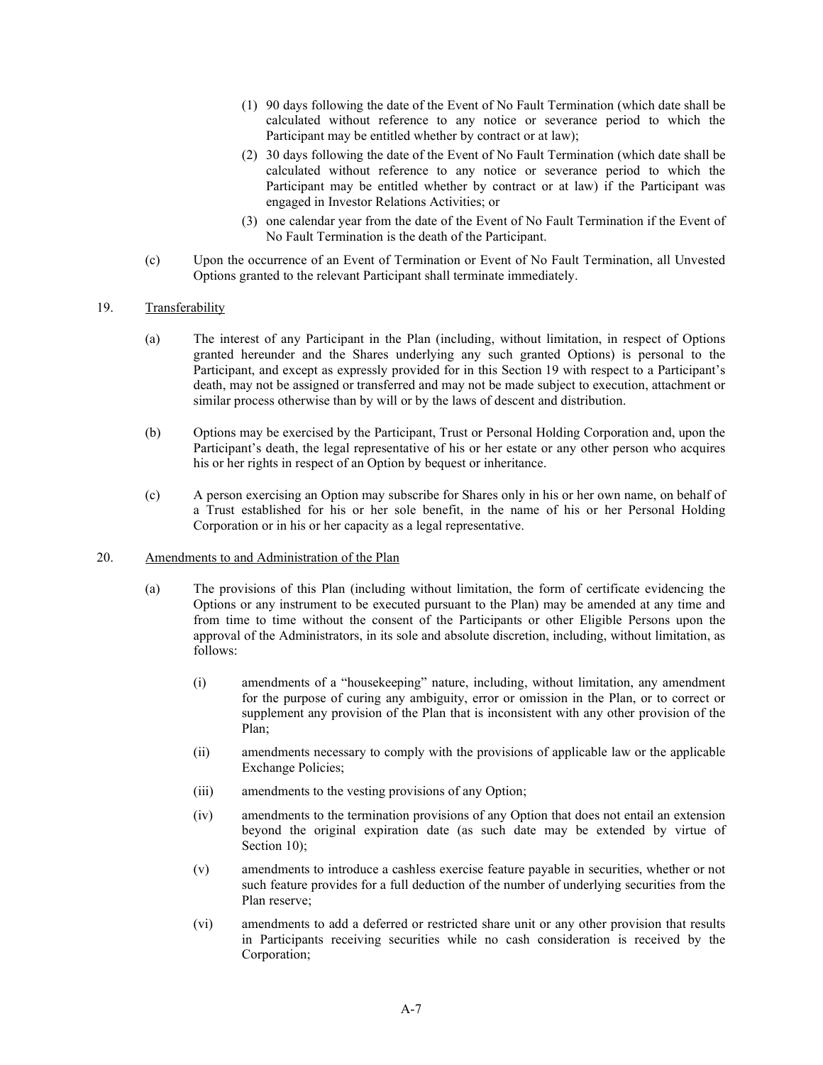(1) 90 days following the date of the Event of No Fault Termination (which date shall be calculated without reference to any notice or severance period to which the Participant may be entitled whether by contract or at law);

(2) 30 days following the date of the Event of No Fault Termination (which date shall be calculated without reference to any notice or severance period to which the Participant may be entitled whether by contract or at law) if the Participant was engaged in Investor Relations Activities; or

(3) one calendar year from the date of the Event of No Fault Termination if the Event of No Fault Termination is the death of the Participant.

(c) Upon the occurrence of an Event of Termination or Event of No Fault Termination, all Unvested Options granted to the relevant Participant shall terminate immediately.

19. Transferability

(a) The interest of any Participant in the Plan (including, without limitation, in respect of Options granted hereunder and the Shares underlying any such granted Options) is personal to the Participant, and except as expressly provided for in this Section 19 with respect to a Participant's death, may not be assigned or transferred and may not be made subject to execution, attachment or similar process otherwise than by will or by the laws of descent and distribution.

(b) Options may be exercised by the Participant, Trust or Personal Holding Corporation and, upon the Participant's death, the legal representative of his or her estate or any other person who acquires his or her rights in respect of an Option by bequest or inheritance.

(c) A person exercising an Option may subscribe for Shares only in his or her own name, on behalf of a Trust established for his or her sole benefit, in the name of his or her Personal Holding Corporation or in his or her capacity as a legal representative.

20. Amendments to and Administration of the Plan

(a) The provisions of this Plan (including without limitation, the form of certificate evidencing the Options or any instrument to be executed pursuant to the Plan) may be amended at any time and from time to time without the consent of the Participants or other Eligible Persons upon the approval of the Administrators, in its sole and absolute discretion, including, without limitation, as follows:

(i) amendments of a "housekeeping" nature, including, without limitation, any amendment for the purpose of curing any ambiguity, error or omission in the Plan, or to correct or supplement any provision of the Plan that is inconsistent with any other provision of the Plan;

(ii) amendments necessary to comply with the provisions of applicable law or the applicable Exchange Policies;

(iii) amendments to the vesting provisions of any Option;

(iv) amendments to the termination provisions of any Option that does not entail an extension beyond the original expiration date (as such date may be extended by virtue of Section 10);

(v) amendments to introduce a cashless exercise feature payable in securities, whether or not such feature provides for a full deduction of the number of underlying securities from the Plan reserve;

(vi) amendments to add a deferred or restricted share unit or any other provision that results in Participants receiving securities while no cash consideration is received by the Corporation;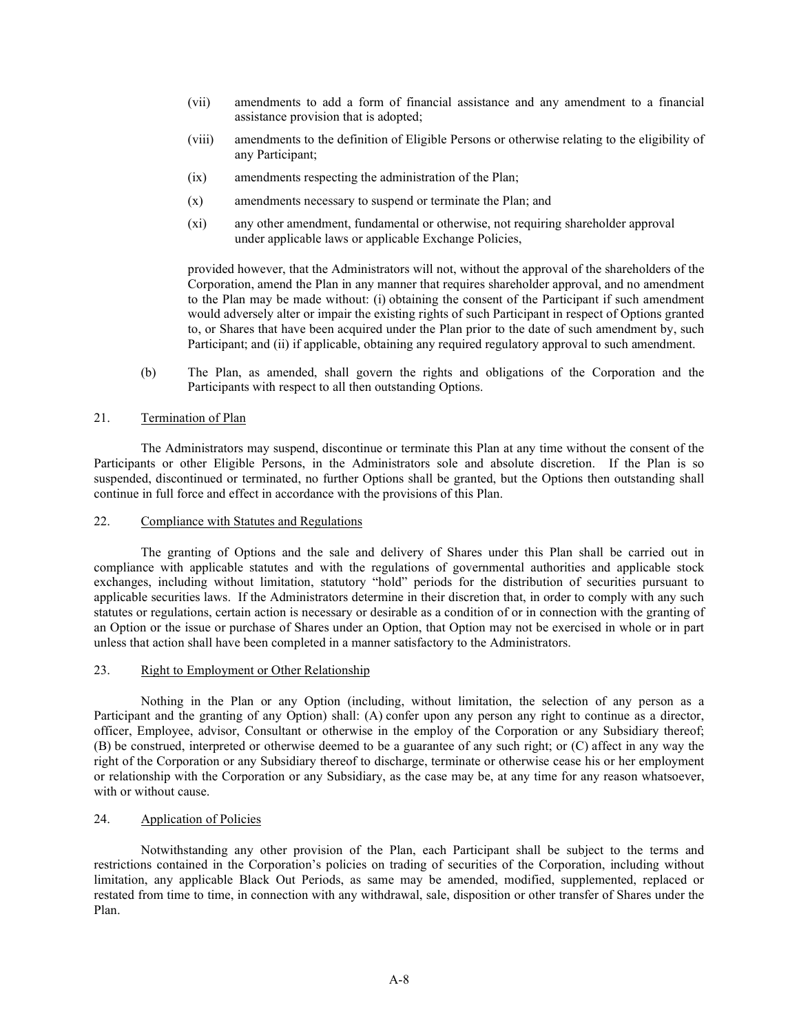(vii) amendments to add a form of financial assistance and any amendment to a financial assistance provision that is adopted;

(viii) amendments to the definition of Eligible Persons or otherwise relating to the eligibility of any Participant;

(ix) amendments respecting the administration of the Plan;

(x) amendments necessary to suspend or terminate the Plan; and

(xi) any other amendment, fundamental or otherwise, not requiring shareholder approval under applicable laws or applicable Exchange Policies,

provided however, that the Administrators will not, without the approval of the shareholders of the Corporation, amend the Plan in any manner that requires shareholder approval, and no amendment to the Plan may be made without: (i) obtaining the consent of the Participant if such amendment would adversely alter or impair the existing rights of such Participant in respect of Options granted to, or Shares that have been acquired under the Plan prior to the date of such amendment by, such Participant; and (ii) if applicable, obtaining any required regulatory approval to such amendment.

(b) The Plan, as amended, shall govern the rights and obligations of the Corporation and the Participants with respect to all then outstanding Options.

21. Termination of Plan

The Administrators may suspend, discontinue or terminate this Plan at any time without the consent of the Participants or other Eligible Persons, in the Administrators sole and absolute discretion. If the Plan is so suspended, discontinued or terminated, no further Options shall be granted, but the Options then outstanding shall continue in full force and effect in accordance with the provisions of this Plan.

22. Compliance with Statutes and Regulations

The granting of Options and the sale and delivery of Shares under this Plan shall be carried out in compliance with applicable statutes and with the regulations of governmental authorities and applicable stock exchanges, including without limitation, statutory "hold" periods for the distribution of securities pursuant to applicable securities laws. If the Administrators determine in their discretion that, in order to comply with any such statutes or regulations, certain action is necessary or desirable as a condition of or in connection with the granting of an Option or the issue or purchase of Shares under an Option, that Option may not be exercised in whole or in part unless that action shall have been completed in a manner satisfactory to the Administrators.

23. Right to Employment or Other Relationship

Nothing in the Plan or any Option (including, without limitation, the selection of any person as a Participant and the granting of any Option) shall: (A) confer upon any person any right to continue as a director, officer, Employee, advisor, Consultant or otherwise in the employ of the Corporation or any Subsidiary thereof; (B) be construed, interpreted or otherwise deemed to be a guarantee of any such right; or (C) affect in any way the right of the Corporation or any Subsidiary thereof to discharge, terminate or otherwise cease his or her employment or relationship with the Corporation or any Subsidiary, as the case may be, at any time for any reason whatsoever, with or without cause.

24. Application of Policies

Notwithstanding any other provision of the Plan, each Participant shall be subject to the terms and restrictions contained in the Corporation's policies on trading of securities of the Corporation, including without limitation, any applicable Black Out Periods, as same may be amended, modified, supplemented, replaced or restated from time to time, in connection with any withdrawal, sale, disposition or other transfer of Shares under the Plan.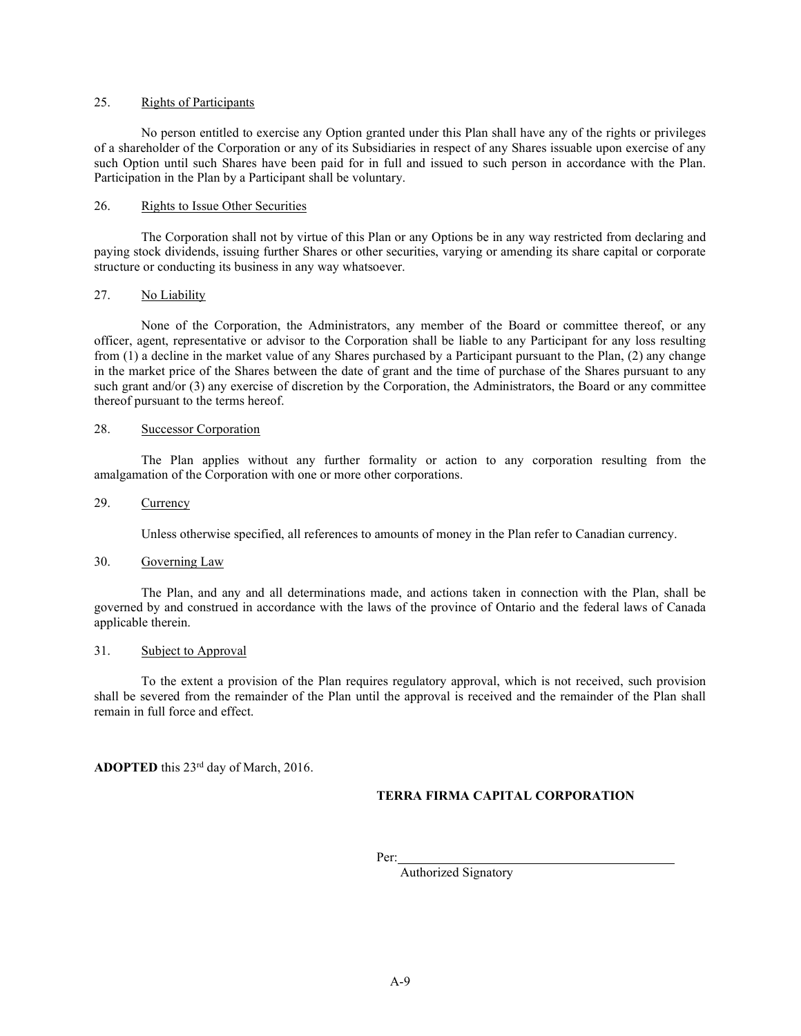25. Rights of Participants

No person entitled to exercise any Option granted under this Plan shall have any of the rights or privileges of a shareholder of the Corporation or any of its Subsidiaries in respect of any Shares issuable upon exercise of any such Option until such Shares have been paid for in full and issued to such person in accordance with the Plan. Participation in the Plan by a Participant shall be voluntary.

26. Rights to Issue Other Securities

The Corporation shall not by virtue of this Plan or any Options be in any way restricted from declaring and paying stock dividends, issuing further Shares or other securities, varying or amending its share capital or corporate structure or conducting its business in any way whatsoever.

27. No Liability

None of the Corporation, the Administrators, any member of the Board or committee thereof, or any officer, agent, representative or advisor to the Corporation shall be liable to any Participant for any loss resulting from (1) a decline in the market value of any Shares purchased by a Participant pursuant to the Plan, (2) any change in the market price of the Shares between the date of grant and the time of purchase of the Shares pursuant to any such grant and/or (3) any exercise of discretion by the Corporation, the Administrators, the Board or any committee thereof pursuant to the terms hereof.

28. Successor Corporation

The Plan applies without any further formality or action to any corporation resulting from the amalgamation of the Corporation with one or more other corporations.

29. Currency

Unless otherwise specified, all references to amounts of money in the Plan refer to Canadian currency.

30. Governing Law

The Plan, and any and all determinations made, and actions taken in connection with the Plan, shall be governed by and construed in accordance with the laws of the province of Ontario and the federal laws of Canada applicable therein.

31. Subject to Approval

To the extent a provision of the Plan requires regulatory approval, which is not received, such provision shall be severed from the remainder of the Plan until the approval is received and the remainder of the Plan shall remain in full force and effect.

**ADOPTED** this 23rd day of March, 2016.

**TERRA FIRMA CAPITAL CORPORATION**

Per: ____________________________________
Authorized Signatory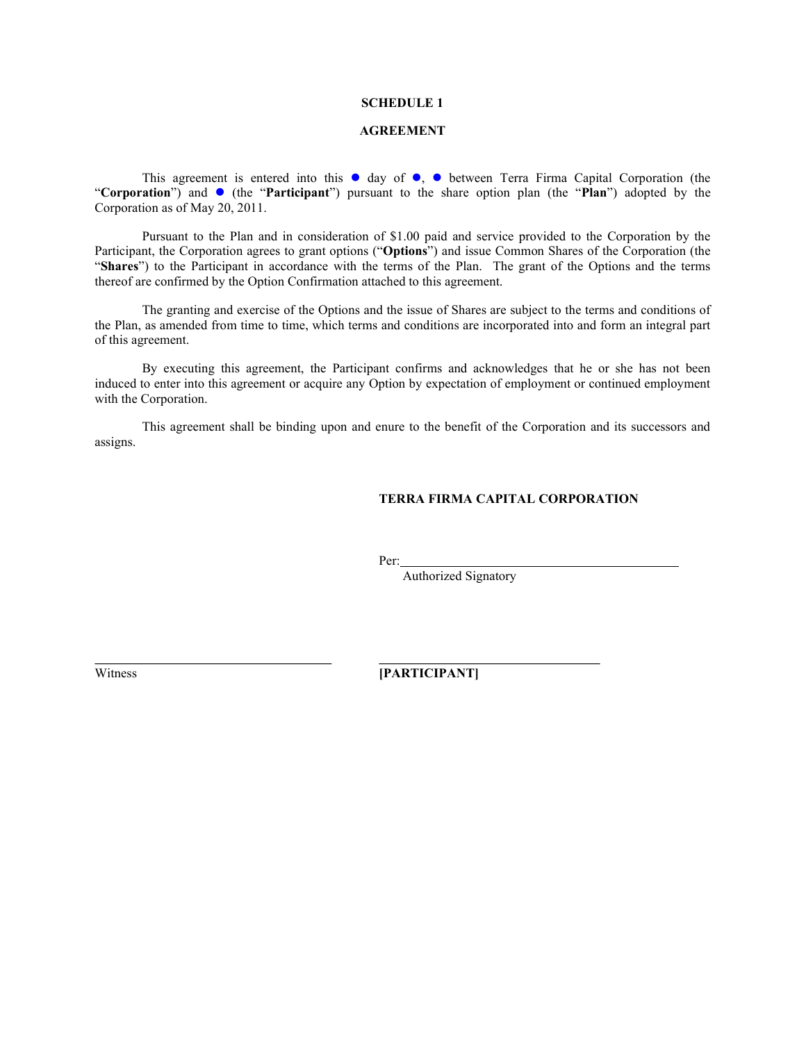**SCHEDULE 1**

**AGREEMENT**

This agreement is entered into this ● day of ●, ● between Terra Firma Capital Corporation (the "**Corporation**") and ● (the "**Participant**") pursuant to the share option plan (the "**Plan**") adopted by the Corporation as of May 20, 2011.

Pursuant to the Plan and in consideration of $1.00 paid and service provided to the Corporation by the Participant, the Corporation agrees to grant options ("**Options**") and issue Common Shares of the Corporation (the "**Shares**") to the Participant in accordance with the terms of the Plan. The grant of the Options and the terms thereof are confirmed by the Option Confirmation attached to this agreement.

The granting and exercise of the Options and the issue of Shares are subject to the terms and conditions of the Plan, as amended from time to time, which terms and conditions are incorporated into and form an integral part of this agreement.

By executing this agreement, the Participant confirms and acknowledges that he or she has not been induced to enter into this agreement or acquire any Option by expectation of employment or continued employment with the Corporation.

This agreement shall be binding upon and enure to the benefit of the Corporation and its successors and assigns.

**TERRA FIRMA CAPITAL CORPORATION**

Per:\_\_\_\_\_\_\_\_\_\_\_\_\_\_\_\_\_\_\_\_\_\_\_\_\_\_\_\_\_\_\_\_\_\_\_\_\_\_\_\_
Authorized Signatory

\_\_\_\_\_\_\_\_\_\_\_\_\_\_\_\_\_\_\_\_\_\_\_\_\_\_\_\_\_\_\_\_\_\_ \_\_\_\_\_\_\_\_\_\_\_\_\_\_\_\_\_\_\_\_\_\_\_\_\_\_\_\_\_\_\_\_\_\_
Witness **[PARTICIPANT]**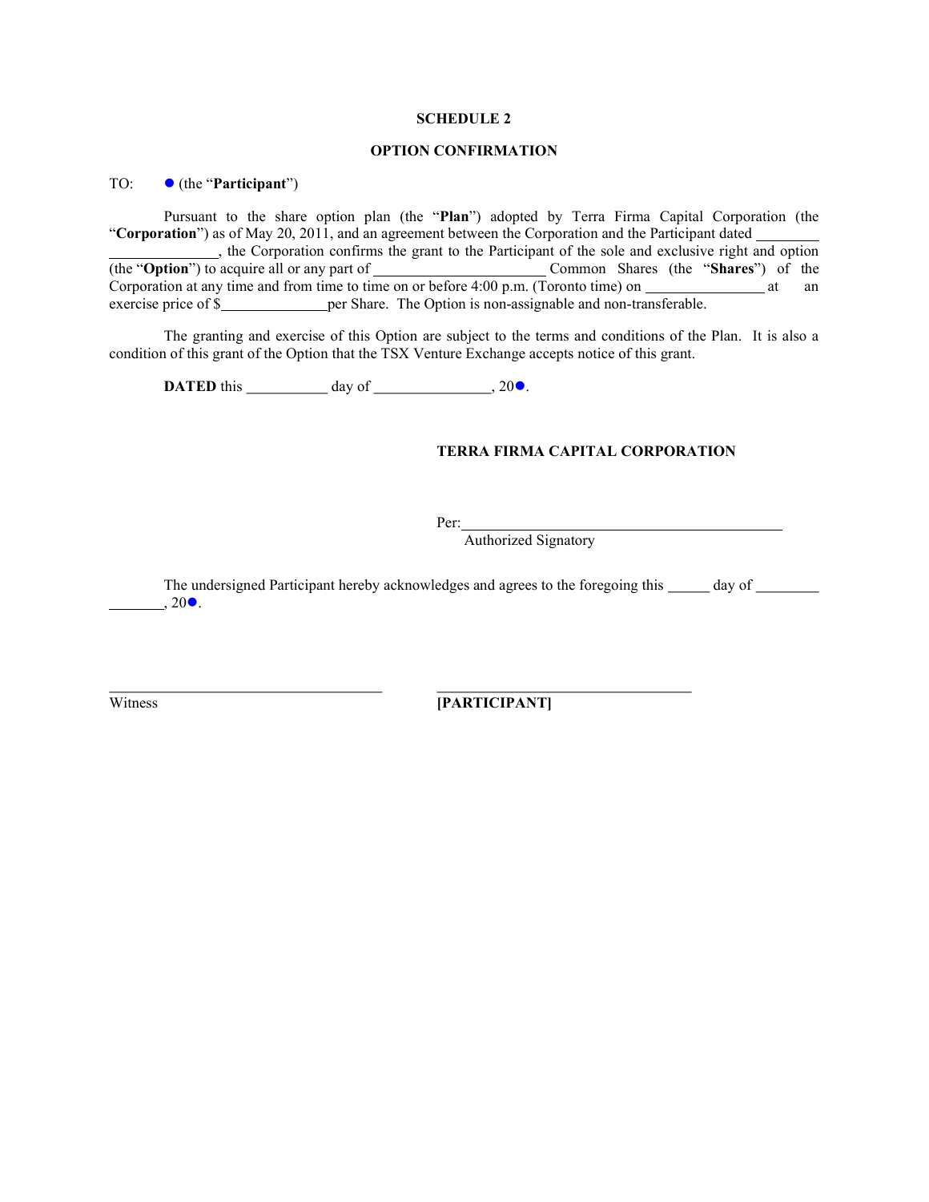**SCHEDULE 2**

**OPTION CONFIRMATION**

TO: ● (the "**Participant**")

Pursuant to the share option plan (the "**Plan**") adopted by Terra Firma Capital Corporation (the "**Corporation**") as of May 20, 2011, and an agreement between the Corporation and the Participant dated ______________________, the Corporation confirms the grant to the Participant of the sole and exclusive right and option (the "**Option**") to acquire all or any part of ______________________ Common Shares (the "**Shares**") of the Corporation at any time and from time to time on or before 4:00 p.m. (Toronto time) on ________________ at an exercise price of $______________per Share. The Option is non-assignable and non-transferable.

The granting and exercise of this Option are subject to the terms and conditions of the Plan. It is also a condition of this grant of the Option that the TSX Venture Exchange accepts notice of this grant.

**DATED** this ___________ day of _______________, 20●.

**TERRA FIRMA CAPITAL CORPORATION**

Per:_____________________________________________
Authorized Signatory

The undersigned Participant hereby acknowledges and agrees to the foregoing this ______ day of ________________, 20●.

_____________________________________
Witness

_____________________________________
**[PARTICIPANT]**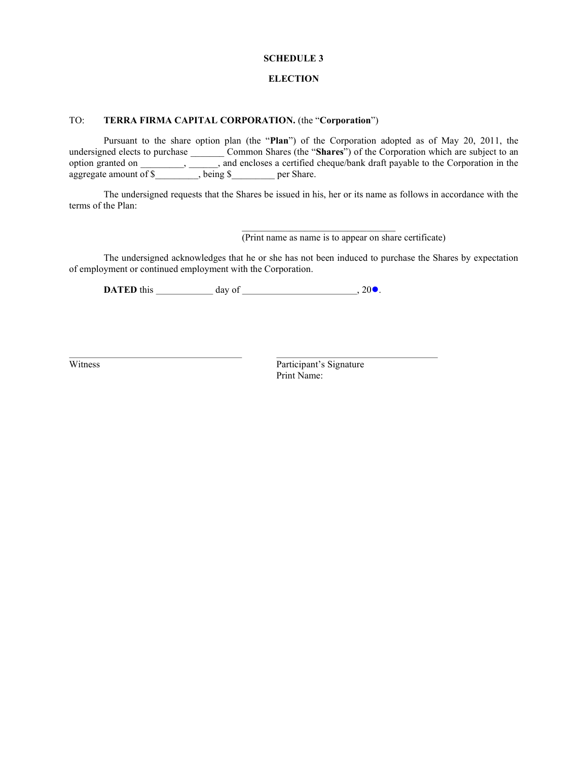**SCHEDULE 3**

**ELECTION**

TO: **TERRA FIRMA CAPITAL CORPORATION.** (the "**Corporation**")

Pursuant to the share option plan (the "**Plan**") of the Corporation adopted as of May 20, 2011, the undersigned elects to purchase _______ Common Shares (the "**Shares**") of the Corporation which are subject to an option granted on _________, ______, and encloses a certified cheque/bank draft payable to the Corporation in the aggregate amount of $_________, being $_________ per Share.

The undersigned requests that the Shares be issued in his, her or its name as follows in accordance with the terms of the Plan:

________________________________
(Print name as name is to appear on share certificate)

The undersigned acknowledges that he or she has not been induced to purchase the Shares by expectation of employment or continued employment with the Corporation.

**DATED** this ____________ day of ________________________, 20●.

____________________________________ Witness

____________________________________ Participant's Signature
Print Name: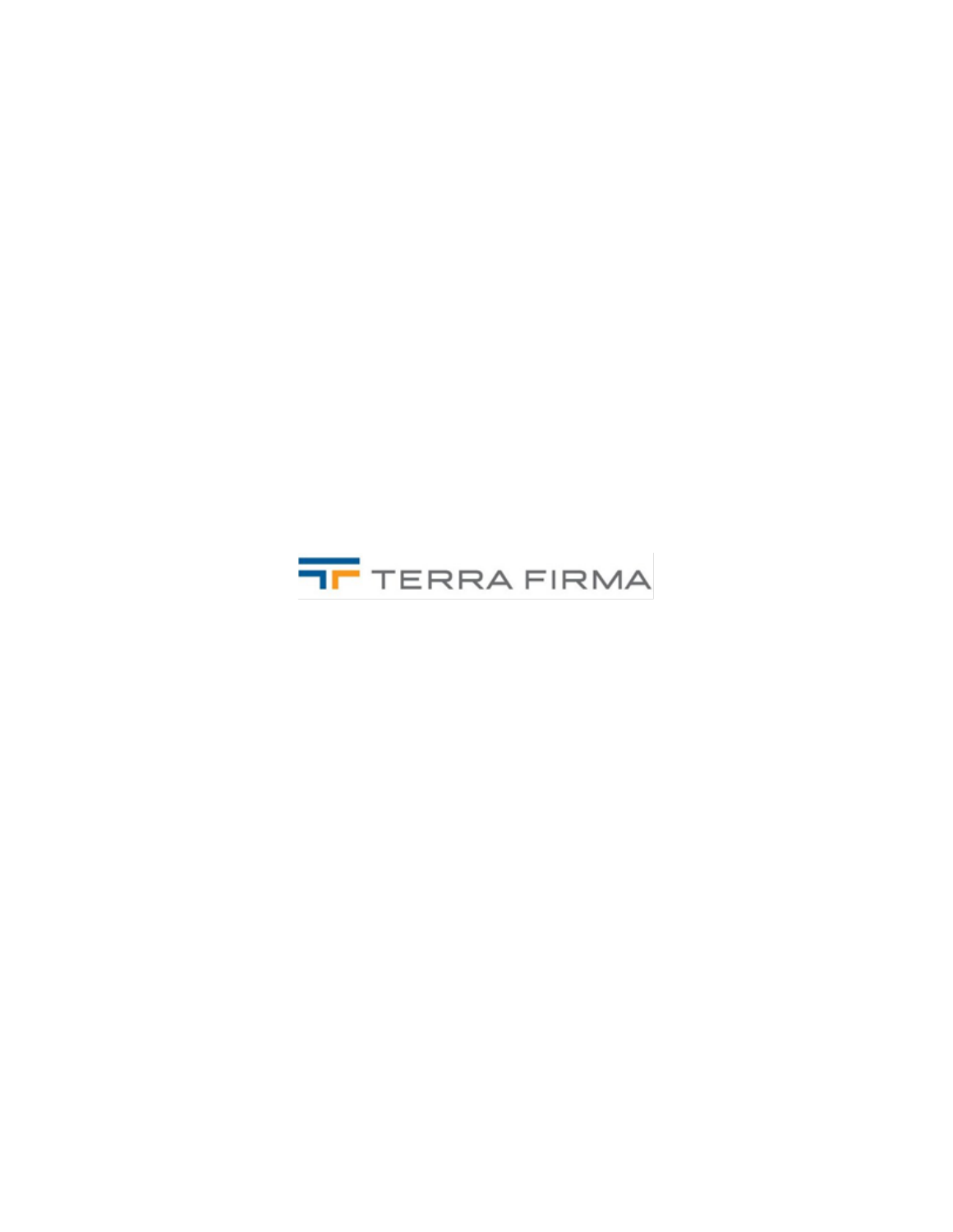TERRA FIRMA